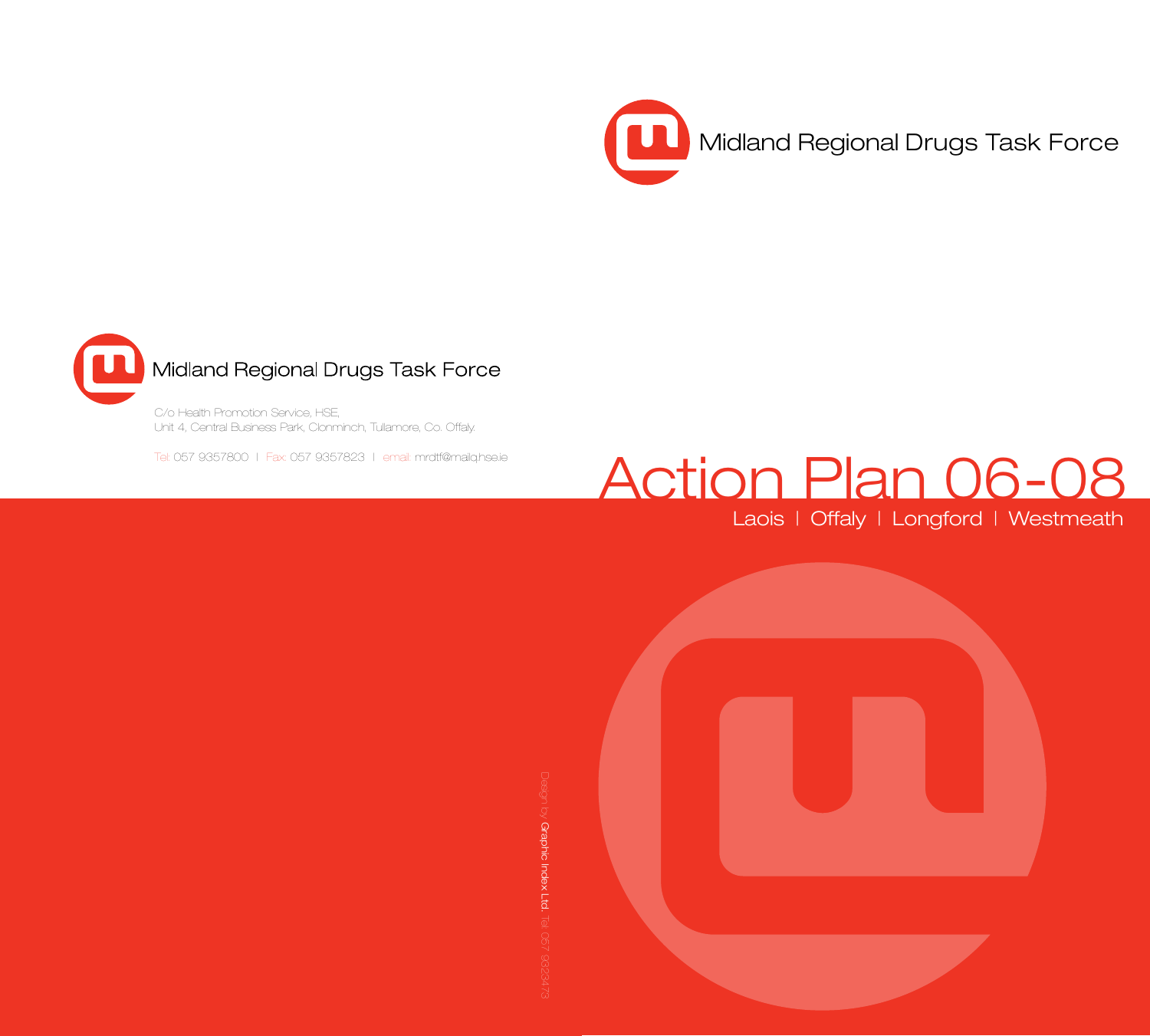# Midland Regional Drugs Task Force

# Action Plan 06-08

Laois | Offaly | Longford | Westmeath

Midland Regional Drugs Task Force

C/o Health Promotion Service, HSE,
Unit 4, Central Business Park, Clonminch, Tullamore, Co. Offaly.

Tel: 057 9357800 | Fax: 057 9357823 | email: mrdtf@mailq.hse.ie

Design by Graphic Index Ltd. Tel 057 9323473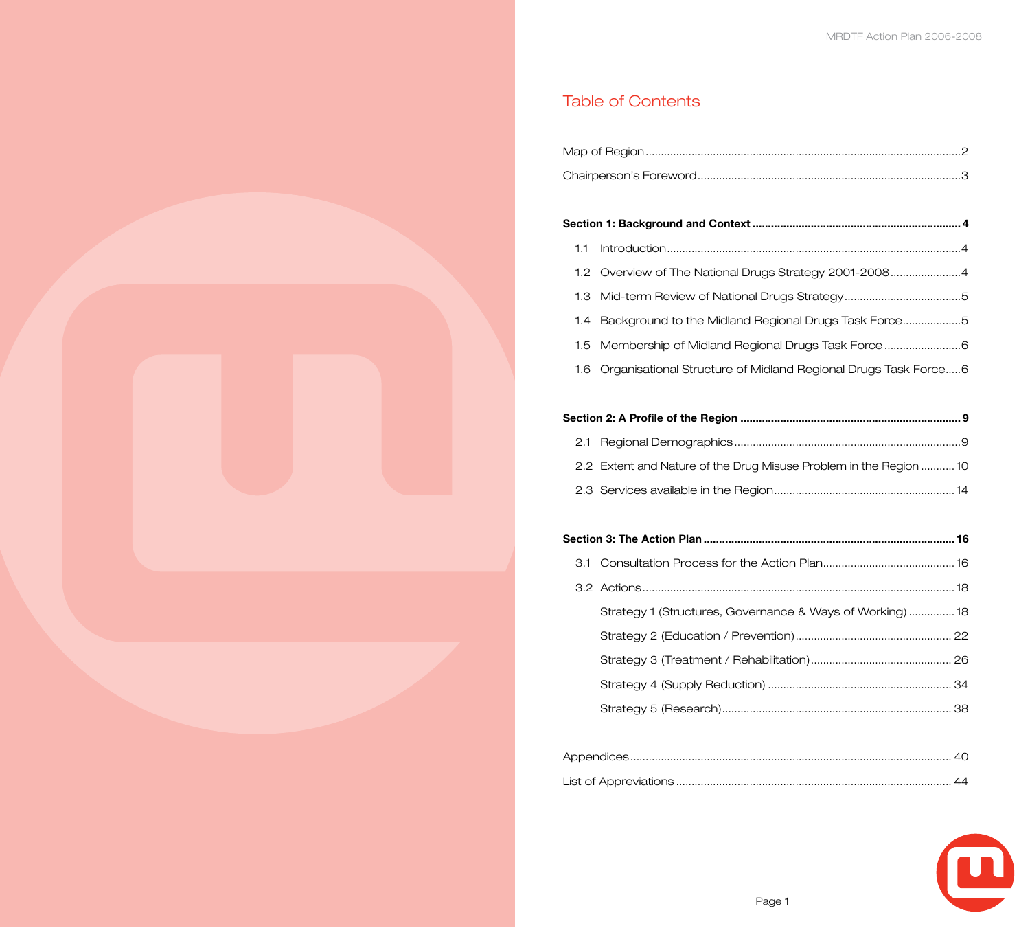# Table of Contents

Map of Region .....2

Chairperson's Foreword .....3

**Section 1: Background and Context .....4**

- 1.1 Introduction .....4
- 1.2 Overview of The National Drugs Strategy 2001-2008 .....4
- 1.3 Mid-term Review of National Drugs Strategy .....5
- 1.4 Background to the Midland Regional Drugs Task Force .....5
- 1.5 Membership of Midland Regional Drugs Task Force .....6
- 1.6 Organisational Structure of Midland Regional Drugs Task Force .....6

**Section 2: A Profile of the Region .....9**

- 2.1 Regional Demographics .....9
- 2.2 Extent and Nature of the Drug Misuse Problem in the Region .....10
- 2.3 Services available in the Region .....14

**Section 3: The Action Plan .....16**

- 3.1 Consultation Process for the Action Plan .....16
- 3.2 Actions .....18
  - Strategy 1 (Structures, Governance & Ways of Working) .....18
  - Strategy 2 (Education / Prevention) .....22
  - Strategy 3 (Treatment / Rehabilitation) .....26
  - Strategy 4 (Supply Reduction) .....34
  - Strategy 5 (Research) .....38

Appendices .....40

List of Appreviations .....44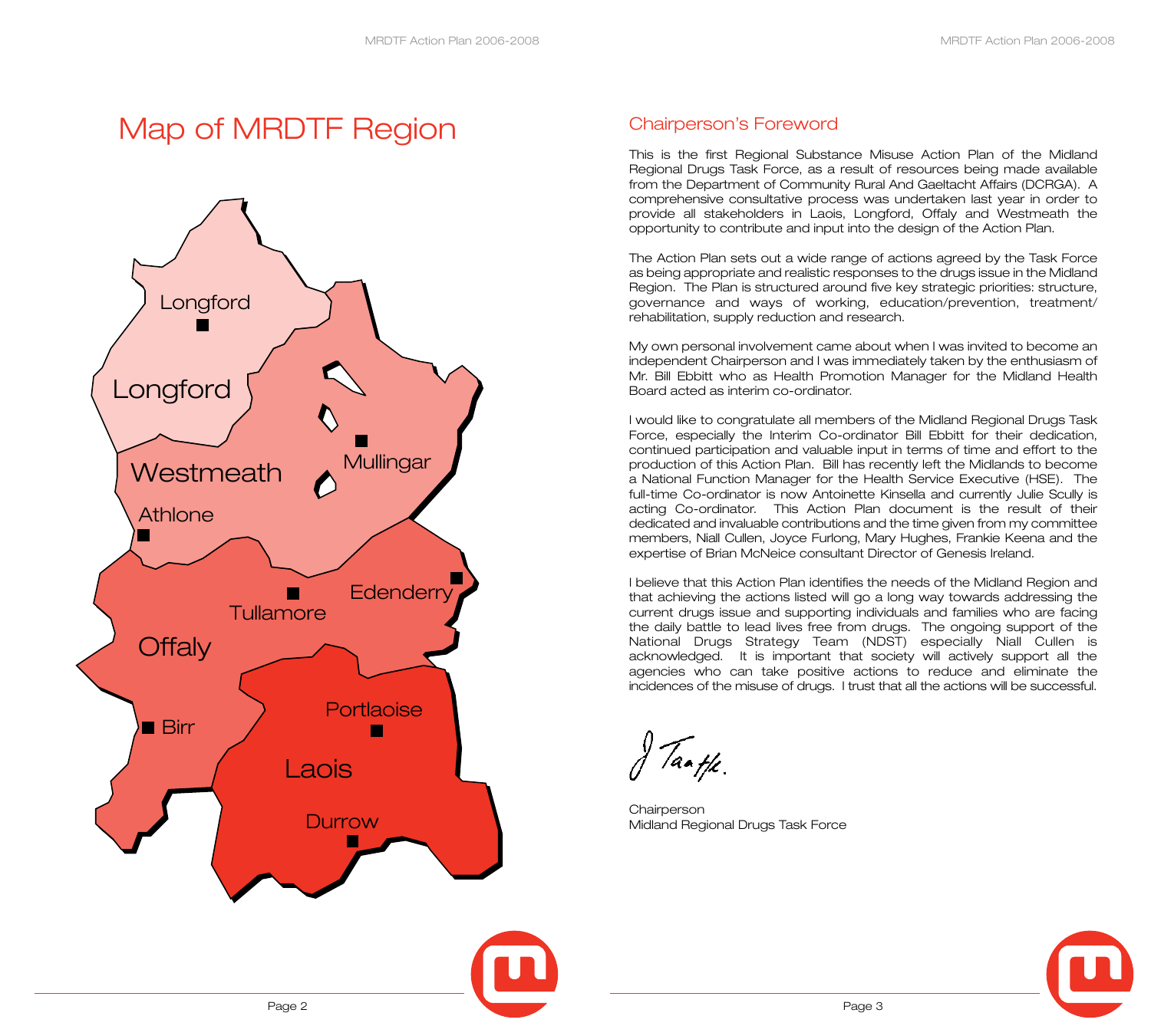# Map of MRDTF Region

Longford

Longford

Westmeath

Mullingar

Athlone

Tullamore

Edenderry

Offaly

Portlaoise

Birr

Laois

Durrow

## Chairperson's Foreword

This is the first Regional Substance Misuse Action Plan of the Midland Regional Drugs Task Force, as a result of resources being made available from the Department of Community Rural And Gaeltacht Affairs (DCRGA). A comprehensive consultative process was undertaken last year in order to provide all stakeholders in Laois, Longford, Offaly and Westmeath the opportunity to contribute and input into the design of the Action Plan.

The Action Plan sets out a wide range of actions agreed by the Task Force as being appropriate and realistic responses to the drugs issue in the Midland Region. The Plan is structured around five key strategic priorities: structure, governance and ways of working, education/prevention, treatment/ rehabilitation, supply reduction and research.

My own personal involvement came about when I was invited to become an independent Chairperson and I was immediately taken by the enthusiasm of Mr. Bill Ebbitt who as Health Promotion Manager for the Midland Health Board acted as interim co-ordinator.

I would like to congratulate all members of the Midland Regional Drugs Task Force, especially the Interim Co-ordinator Bill Ebbitt for their dedication, continued participation and valuable input in terms of time and effort to the production of this Action Plan. Bill has recently left the Midlands to become a National Function Manager for the Health Service Executive (HSE). The full-time Co-ordinator is now Antoinette Kinsella and currently Julie Scully is acting Co-ordinator. This Action Plan document is the result of their dedicated and invaluable contributions and the time given from my committee members, Niall Cullen, Joyce Furlong, Mary Hughes, Frankie Keena and the expertise of Brian McNeice consultant Director of Genesis Ireland.

I believe that this Action Plan identifies the needs of the Midland Region and that achieving the actions listed will go a long way towards addressing the current drugs issue and supporting individuals and families who are facing the daily battle to lead lives free from drugs. The ongoing support of the National Drugs Strategy Team (NDST) especially Niall Cullen is acknowledged. It is important that society will actively support all the agencies who can take positive actions to reduce and eliminate the incidences of the misuse of drugs. I trust that all the actions will be successful.

J Taaffe.

Chairperson
Midland Regional Drugs Task Force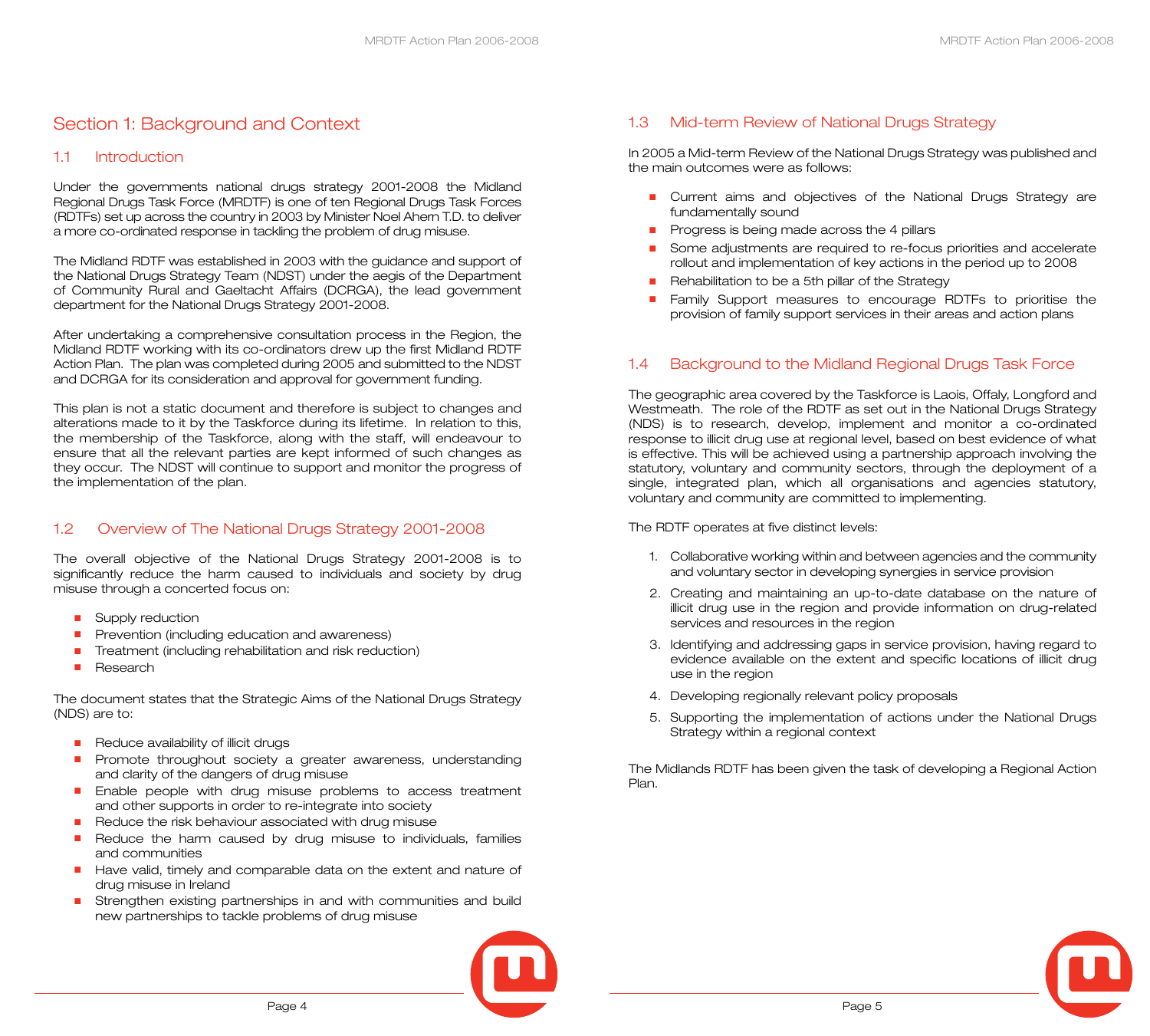# Section 1: Background and Context

## 1.1 Introduction

Under the governments national drugs strategy 2001-2008 the Midland Regional Drugs Task Force (MRDTF) is one of ten Regional Drugs Task Forces (RDTFs) set up across the country in 2003 by Minister Noel Ahern T.D. to deliver a more co-ordinated response in tackling the problem of drug misuse.

The Midland RDTF was established in 2003 with the guidance and support of the National Drugs Strategy Team (NDST) under the aegis of the Department of Community Rural and Gaeltacht Affairs (DCRGA), the lead government department for the National Drugs Strategy 2001-2008.

After undertaking a comprehensive consultation process in the Region, the Midland RDTF working with its co-ordinators drew up the first Midland RDTF Action Plan. The plan was completed during 2005 and submitted to the NDST and DCRGA for its consideration and approval for government funding.

This plan is not a static document and therefore is subject to changes and alterations made to it by the Taskforce during its lifetime. In relation to this, the membership of the Taskforce, along with the staff, will endeavour to ensure that all the relevant parties are kept informed of such changes as they occur. The NDST will continue to support and monitor the progress of the implementation of the plan.

## 1.2 Overview of The National Drugs Strategy 2001-2008

The overall objective of the National Drugs Strategy 2001-2008 is to significantly reduce the harm caused to individuals and society by drug misuse through a concerted focus on:

- Supply reduction
- Prevention (including education and awareness)
- Treatment (including rehabilitation and risk reduction)
- Research

The document states that the Strategic Aims of the National Drugs Strategy (NDS) are to:

- Reduce availability of illicit drugs
- Promote throughout society a greater awareness, understanding and clarity of the dangers of drug misuse
- Enable people with drug misuse problems to access treatment and other supports in order to re-integrate into society
- Reduce the risk behaviour associated with drug misuse
- Reduce the harm caused by drug misuse to individuals, families and communities
- Have valid, timely and comparable data on the extent and nature of drug misuse in Ireland
- Strengthen existing partnerships in and with communities and build new partnerships to tackle problems of drug misuse

## 1.3 Mid-term Review of National Drugs Strategy

In 2005 a Mid-term Review of the National Drugs Strategy was published and the main outcomes were as follows:

- Current aims and objectives of the National Drugs Strategy are fundamentally sound
- Progress is being made across the 4 pillars
- Some adjustments are required to re-focus priorities and accelerate rollout and implementation of key actions in the period up to 2008
- Rehabilitation to be a 5th pillar of the Strategy
- Family Support measures to encourage RDTFs to prioritise the provision of family support services in their areas and action plans

## 1.4 Background to the Midland Regional Drugs Task Force

The geographic area covered by the Taskforce is Laois, Offaly, Longford and Westmeath. The role of the RDTF as set out in the National Drugs Strategy (NDS) is to research, develop, implement and monitor a co-ordinated response to illicit drug use at regional level, based on best evidence of what is effective. This will be achieved using a partnership approach involving the statutory, voluntary and community sectors, through the deployment of a single, integrated plan, which all organisations and agencies statutory, voluntary and community are committed to implementing.

The RDTF operates at five distinct levels:

1. Collaborative working within and between agencies and the community and voluntary sector in developing synergies in service provision
2. Creating and maintaining an up-to-date database on the nature of illicit drug use in the region and provide information on drug-related services and resources in the region
3. Identifying and addressing gaps in service provision, having regard to evidence available on the extent and specific locations of illicit drug use in the region
4. Developing regionally relevant policy proposals
5. Supporting the implementation of actions under the National Drugs Strategy within a regional context

The Midlands RDTF has been given the task of developing a Regional Action Plan.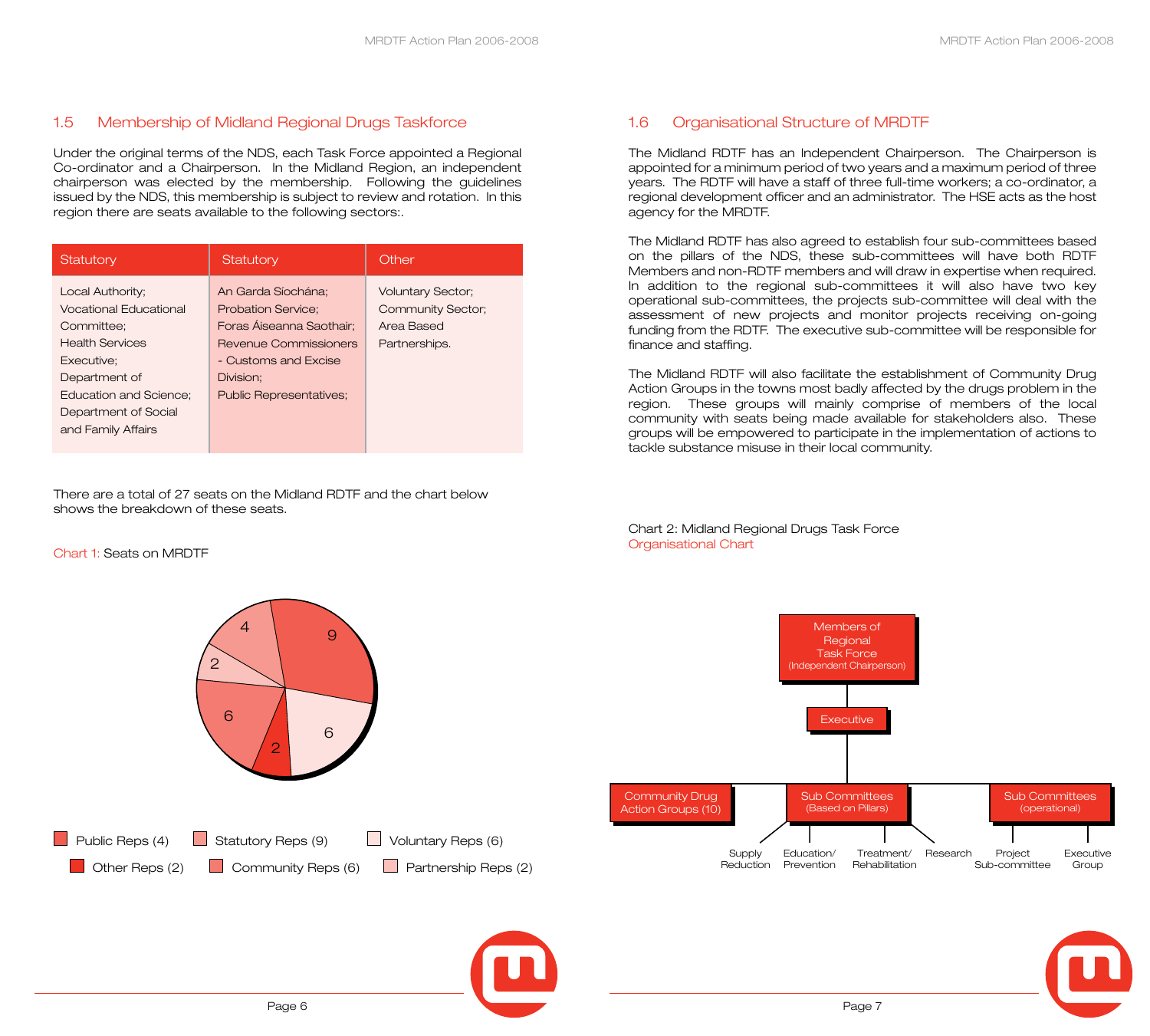## 1.5 Membership of Midland Regional Drugs Taskforce

Under the original terms of the NDS, each Task Force appointed a Regional Co-ordinator and a Chairperson. In the Midland Region, an independent chairperson was elected by the membership. Following the guidelines issued by the NDS, this membership is subject to review and rotation. In this region there are seats available to the following sectors:.

| Statutory | Statutory | Other |
|---|---|---|
| Local Authority; Vocational Educational Committee; Health Services Executive; Department of Education and Science; Department of Social and Family Affairs | An Garda Síochána; Probation Service; Foras Áiseanna Saothair; Revenue Commissioners - Customs and Excise Division; Public Representatives; | Voluntary Sector; Community Sector; Area Based Partnerships. |

There are a total of 27 seats on the Midland RDTF and the chart below shows the breakdown of these seats.

Chart 1: Seats on MRDTF

- Public Reps (4)
- Statutory Reps (9)
- Voluntary Reps (6)
- Other Reps (2)
- Community Reps (6)
- Partnership Reps (2)

## 1.6 Organisational Structure of MRDTF

The Midland RDTF has an Independent Chairperson. The Chairperson is appointed for a minimum period of two years and a maximum period of three years. The RDTF will have a staff of three full-time workers; a co-ordinator, a regional development officer and an administrator. The HSE acts as the host agency for the MRDTF.

The Midland RDTF has also agreed to establish four sub-committees based on the pillars of the NDS, these sub-committees will have both RDTF Members and non-RDTF members and will draw in expertise when required. In addition to the regional sub-committees it will also have two key operational sub-committees, the projects sub-committee will deal with the assessment of new projects and monitor projects receiving on-going funding from the RDTF. The executive sub-committee will be responsible for finance and staffing.

The Midland RDTF will also facilitate the establishment of Community Drug Action Groups in the towns most badly affected by the drugs problem in the region. These groups will mainly comprise of members of the local community with seats being made available for stakeholders also. These groups will be empowered to participate in the implementation of actions to tackle substance misuse in their local community.

Chart 2: Midland Regional Drugs Task Force Organisational Chart

- Members of Regional Task Force (Independent Chairperson)
  - Executive
    - Community Drug Action Groups (10)
    - Sub Committees (Based on Pillars)
      - Supply Reduction
      - Education/ Prevention
      - Treatment/ Rehabilitation
      - Research
    - Sub Committees (operational)
      - Project Sub-committee
      - Executive Group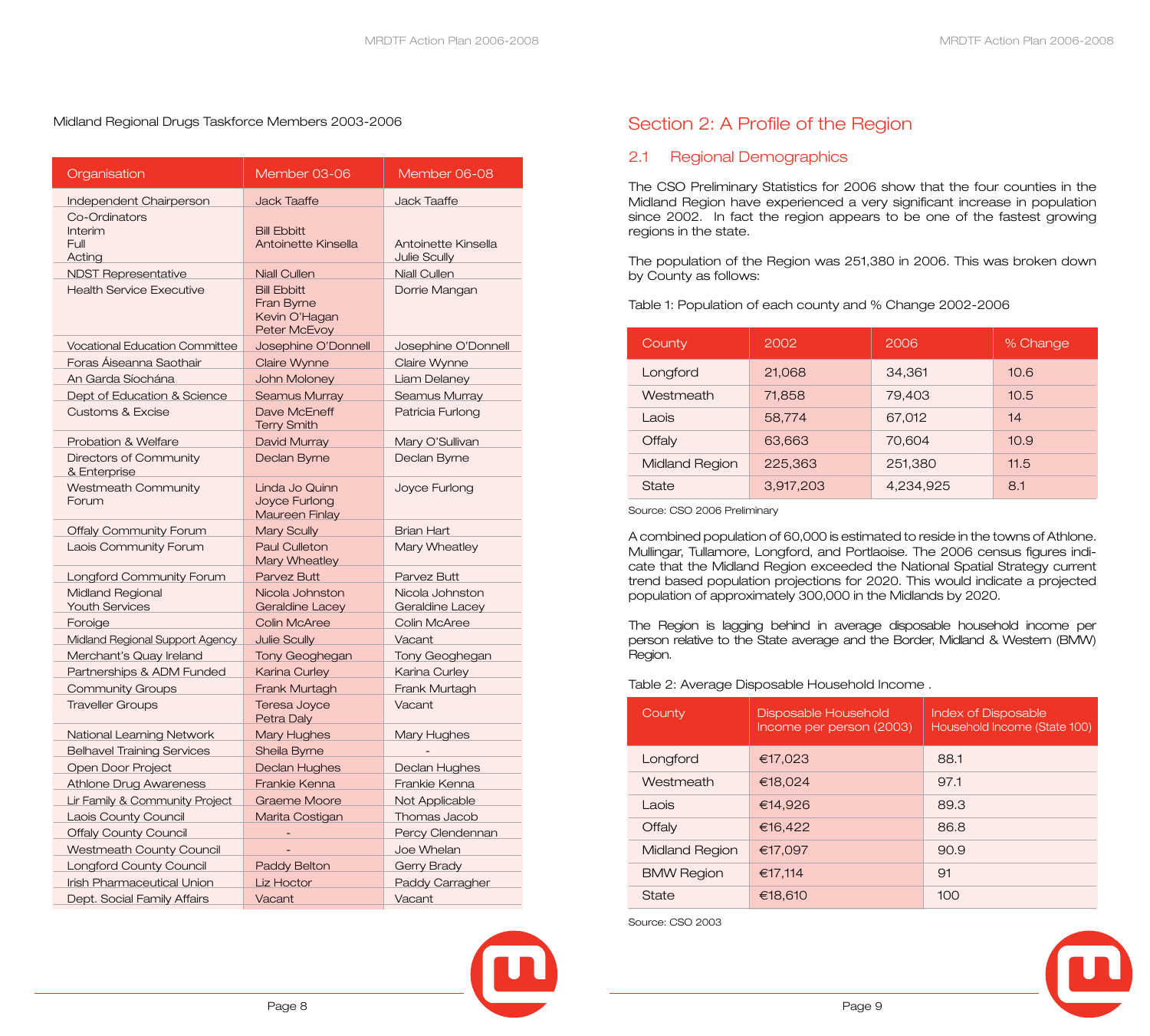Midland Regional Drugs Taskforce Members 2003-2006

| Organisation | Member 03-06 | Member 06-08 |
|---|---|---|
| Independent Chairperson | Jack Taaffe | Jack Taaffe |
| Co-Ordinators<br>Interim<br>Full<br>Acting | <br>Bill Ebbitt<br>Antoinette Kinsella | <br><br>Antoinette Kinsella<br>Julie Scully |
| NDST Representative | Niall Cullen | Niall Cullen |
| Health Service Executive | Bill Ebbitt<br>Fran Byrne<br>Kevin O'Hagan<br>Peter McEvoy | Dorrie Mangan |
| Vocational Education Committee | Josephine O'Donnell | Josephine O'Donnell |
| Foras Áiseanna Saothair | Claire Wynne | Claire Wynne |
| An Garda Síochána | John Moloney | Liam Delaney |
| Dept of Education & Science | Seamus Murray | Seamus Murray |
| Customs & Excise | Dave McEneff<br>Terry Smith | Patricia Furlong |
| Probation & Welfare | David Murray | Mary O'Sullivan |
| Directors of Community & Enterprise | Declan Byrne | Declan Byrne |
| Westmeath Community Forum | Linda Jo Quinn<br>Joyce Furlong<br>Maureen Finlay | Joyce Furlong |
| Offaly Community Forum | Mary Scully | Brian Hart |
| Laois Community Forum | Paul Culleton<br>Mary Wheatley | Mary Wheatley |
| Longford Community Forum | Parvez Butt | Parvez Butt |
| Midland Regional Youth Services | Nicola Johnston<br>Geraldine Lacey | Nicola Johnston<br>Geraldine Lacey |
| Foroige | Colin McAree | Colin McAree |
| Midland Regional Support Agency | Julie Scully | Vacant |
| Merchant's Quay Ireland | Tony Geoghegan | Tony Geoghegan |
| Partnerships & ADM Funded | Karina Curley | Karina Curley |
| Community Groups | Frank Murtagh | Frank Murtagh |
| Traveller Groups | Teresa Joyce<br>Petra Daly | Vacant |
| National Learning Network | Mary Hughes | Mary Hughes |
| Belhavel Training Services | Sheila Byrne | - |
| Open Door Project | Declan Hughes | Declan Hughes |
| Athlone Drug Awareness | Frankie Kenna | Frankie Kenna |
| Lir Family & Community Project | Graeme Moore | Not Applicable |
| Laois County Council | Marita Costigan | Thomas Jacob |
| Offaly County Council | - | Percy Clendennan |
| Westmeath County Council | - | Joe Whelan |
| Longford County Council | Paddy Belton | Gerry Brady |
| Irish Pharmaceutical Union | Liz Hoctor | Paddy Carragher |
| Dept. Social Family Affairs | Vacant | Vacant |

# Section 2: A Profile of the Region

## 2.1 Regional Demographics

The CSO Preliminary Statistics for 2006 show that the four counties in the Midland Region have experienced a very significant increase in population since 2002. In fact the region appears to be one of the fastest growing regions in the state.

The population of the Region was 251,380 in 2006. This was broken down by County as follows:

Table 1: Population of each county and % Change 2002-2006

| County | 2002 | 2006 | % Change |
|---|---|---|---|
| Longford | 21,068 | 34,361 | 10.6 |
| Westmeath | 71,858 | 79,403 | 10.5 |
| Laois | 58,774 | 67,012 | 14 |
| Offaly | 63,663 | 70,604 | 10.9 |
| Midland Region | 225,363 | 251,380 | 11.5 |
| State | 3,917,203 | 4,234,925 | 8.1 |

Source: CSO 2006 Preliminary

A combined population of 60,000 is estimated to reside in the towns of Athlone. Mullingar, Tullamore, Longford, and Portlaoise. The 2006 census figures indicate that the Midland Region exceeded the National Spatial Strategy current trend based population projections for 2020. This would indicate a projected population of approximately 300,000 in the Midlands by 2020.

The Region is lagging behind in average disposable household income per person relative to the State average and the Border, Midland & Western (BMW) Region.

Table 2: Average Disposable Household Income .

| County | Disposable Household Income per person (2003) | Index of Disposable Household Income (State 100) |
|---|---|---|
| Longford | €17,023 | 88.1 |
| Westmeath | €18,024 | 97.1 |
| Laois | €14,926 | 89.3 |
| Offaly | €16,422 | 86.8 |
| Midland Region | €17,097 | 90.9 |
| BMW Region | €17,114 | 91 |
| State | €18,610 | 100 |

Source: CSO 2003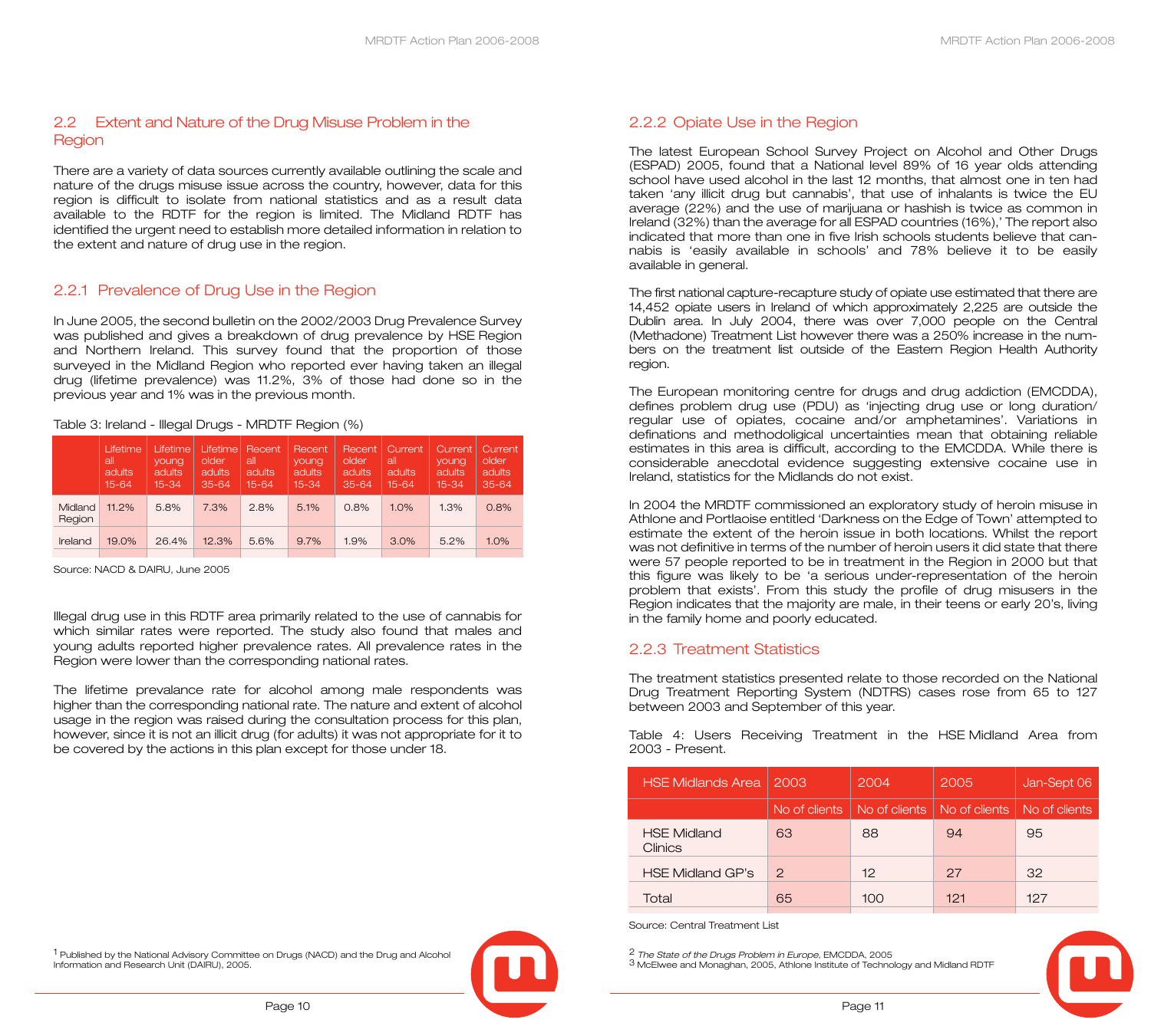## 2.2 Extent and Nature of the Drug Misuse Problem in the Region

There are a variety of data sources currently available outlining the scale and nature of the drugs misuse issue across the country, however, data for this region is difficult to isolate from national statistics and as a result data available to the RDTF for the region is limited. The Midland RDTF has identified the urgent need to establish more detailed information in relation to the extent and nature of drug use in the region.

### 2.2.1 Prevalence of Drug Use in the Region

In June 2005, the second bulletin on the 2002/2003 Drug Prevalence Survey was published and gives a breakdown of drug prevalence by HSE Region and Northern Ireland. This survey found that the proportion of those surveyed in the Midland Region who reported ever having taken an illegal drug (lifetime prevalence) was 11.2%, 3% of those had done so in the previous year and 1% was in the previous month.

Table 3: Ireland - Illegal Drugs - MRDTF Region (%)

| | Lifetime all adults 15-64 | Lifetime young adults 15-34 | Lifetime older adults 35-64 | Recent all adults 15-64 | Recent young adults 15-34 | Recent older adults 35-64 | Current all adults 15-64 | Current young adults 15-34 | Current older adults 35-64 |
|---|---|---|---|---|---|---|---|---|---|
| Midland Region | 11.2% | 5.8% | 7.3% | 2.8% | 5.1% | 0.8% | 1.0% | 1.3% | 0.8% |
| Ireland | 19.0% | 26.4% | 12.3% | 5.6% | 9.7% | 1.9% | 3.0% | 5.2% | 1.0% |

Source: NACD & DAIRU, June 2005

Illegal drug use in this RDTF area primarily related to the use of cannabis for which similar rates were reported. The study also found that males and young adults reported higher prevalence rates. All prevalence rates in the Region were lower than the corresponding national rates.

The lifetime prevalance rate for alcohol among male respondents was higher than the corresponding national rate. The nature and extent of alcohol usage in the region was raised during the consultation process for this plan, however, since it is not an illicit drug (for adults) it was not appropriate for it to be covered by the actions in this plan except for those under 18.

[1] Published by the National Advisory Committee on Drugs (NACD) and the Drug and Alcohol Information and Research Unit (DAIRU), 2005.

### 2.2.2 Opiate Use in the Region

The latest European School Survey Project on Alcohol and Other Drugs (ESPAD) 2005, found that a National level 89% of 16 year olds attending school have used alcohol in the last 12 months, that almost one in ten had taken 'any illicit drug but cannabis', that use of inhalants is twice the EU average (22%) and the use of marijuana or hashish is twice as common in Ireland (32%) than the average for all ESPAD countries (16%),' The report also indicated that more than one in five Irish schools students believe that cannabis is 'easily available in schools' and 78% believe it to be easily available in general.

The first national capture-recapture study of opiate use estimated that there are 14,452 opiate users in Ireland of which approximately 2,225 are outside the Dublin area. In July 2004, there was over 7,000 people on the Central (Methadone) Treatment List however there was a 250% increase in the numbers on the treatment list outside of the Eastern Region Health Authority region.

The European monitoring centre for drugs and drug addiction (EMCDDA), defines problem drug use (PDU) as 'injecting drug use or long duration/ regular use of opiates, cocaine and/or amphetamines'. Variations in definations and methodoligical uncertainties mean that obtaining reliable estimates in this area is difficult, according to the EMCDDA. While there is considerable anecdotal evidence suggesting extensive cocaine use in Ireland, statistics for the Midlands do not exist.

In 2004 the MRDTF commissioned an exploratory study of heroin misuse in Athlone and Portlaoise entitled 'Darkness on the Edge of Town' attempted to estimate the extent of the heroin issue in both locations. Whilst the report was not definitive in terms of the number of heroin users it did state that there were 57 people reported to be in treatment in the Region in 2000 but that this figure was likely to be 'a serious under-representation of the heroin problem that exists'. From this study the profile of drug misusers in the Region indicates that the majority are male, in their teens or early 20's, living in the family home and poorly educated.

### 2.2.3 Treatment Statistics

The treatment statistics presented relate to those recorded on the National Drug Treatment Reporting System (NDTRS) cases rose from 65 to 127 between 2003 and September of this year.

Table 4: Users Receiving Treatment in the HSE Midland Area from 2003 - Present.

| HSE Midlands Area | 2003 | 2004 | 2005 | Jan-Sept 06 |
|---|---|---|---|---|
| | No of clients | No of clients | No of clients | No of clients |
| HSE Midland Clinics | 63 | 88 | 94 | 95 |
| HSE Midland GP's | 2 | 12 | 27 | 32 |
| Total | 65 | 100 | 121 | 127 |

Source: Central Treatment List

[2] *The State of the Drugs Problem in Europe*, EMCDDA, 2005
[3] McElwee and Monaghan, 2005, Athlone Institute of Technology and Midland RDTF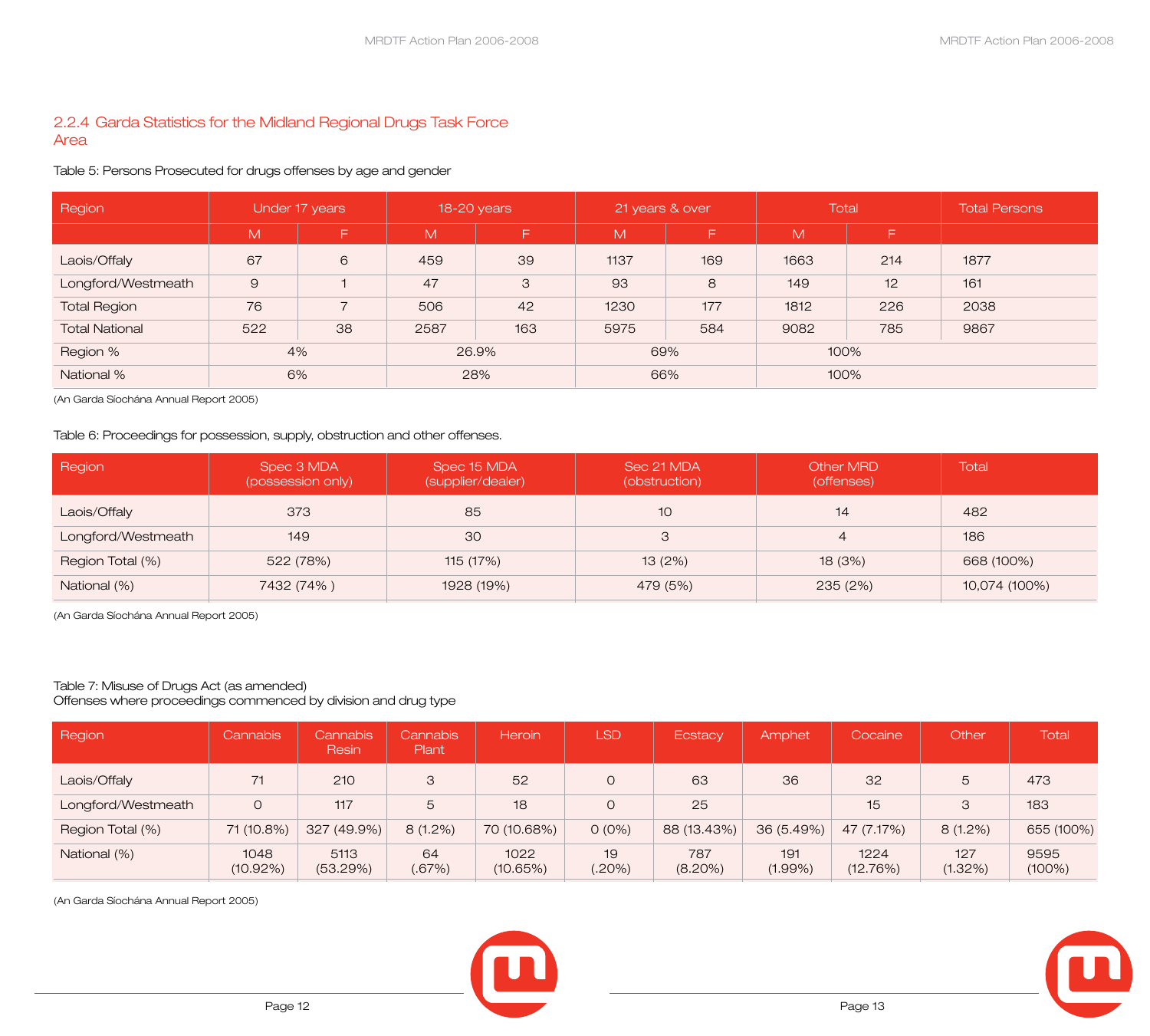### 2.2.4 Garda Statistics for the Midland Regional Drugs Task Force Area

Table 5: Persons Prosecuted for drugs offenses by age and gender

| Region | Under 17 years | | 18-20 years | | 21 years & over | | Total | | Total Persons |
|---|---|---|---|---|---|---|---|---|---|
| | M | F | M | F | M | F | M | F | |
| Laois/Offaly | 67 | 6 | 459 | 39 | 1137 | 169 | 1663 | 214 | 1877 |
| Longford/Westmeath | 9 | 1 | 47 | 3 | 93 | 8 | 149 | 12 | 161 |
| Total Region | 76 | 7 | 506 | 42 | 1230 | 177 | 1812 | 226 | 2038 |
| Total National | 522 | 38 | 2587 | 163 | 5975 | 584 | 9082 | 785 | 9867 |
| Region % | 4% | | 26.9% | | 69% | | 100% | | |
| National % | 6% | | 28% | | 66% | | 100% | | |

(An Garda Síochána Annual Report 2005)

Table 6: Proceedings for possession, supply, obstruction and other offenses.

| Region | Spec 3 MDA (possession only) | Spec 15 MDA (supplier/dealer) | Sec 21 MDA (obstruction) | Other MRD (offenses) | Total |
|---|---|---|---|---|---|
| Laois/Offaly | 373 | 85 | 10 | 14 | 482 |
| Longford/Westmeath | 149 | 30 | 3 | 4 | 186 |
| Region Total (%) | 522 (78%) | 115 (17%) | 13 (2%) | 18 (3%) | 668 (100%) |
| National (%) | 7432 (74% ) | 1928 (19%) | 479 (5%) | 235 (2%) | 10,074 (100%) |

(An Garda Síochána Annual Report 2005)

Table 7: Misuse of Drugs Act (as amended)
Offenses where proceedings commenced by division and drug type

| Region | Cannabis | Cannabis Resin | Cannabis Plant | Heroin | LSD | Ecstacy | Amphet | Cocaine | Other | Total |
|---|---|---|---|---|---|---|---|---|---|---|
| Laois/Offaly | 71 | 210 | 3 | 52 | 0 | 63 | 36 | 32 | 5 | 473 |
| Longford/Westmeath | 0 | 117 | 5 | 18 | 0 | 25 | | 15 | 3 | 183 |
| Region Total (%) | 71 (10.8%) | 327 (49.9%) | 8 (1.2%) | 70 (10.68%) | 0 (0%) | 88 (13.43%) | 36 (5.49%) | 47 (7.17%) | 8 (1.2%) | 655 (100%) |
| National (%) | 1048 (10.92%) | 5113 (53.29%) | 64 (.67%) | 1022 (10.65%) | 19 (.20%) | 787 (8.20%) | 191 (1.99%) | 1224 (12.76%) | 127 (1.32%) | 9595 (100%) |

(An Garda Síochána Annual Report 2005)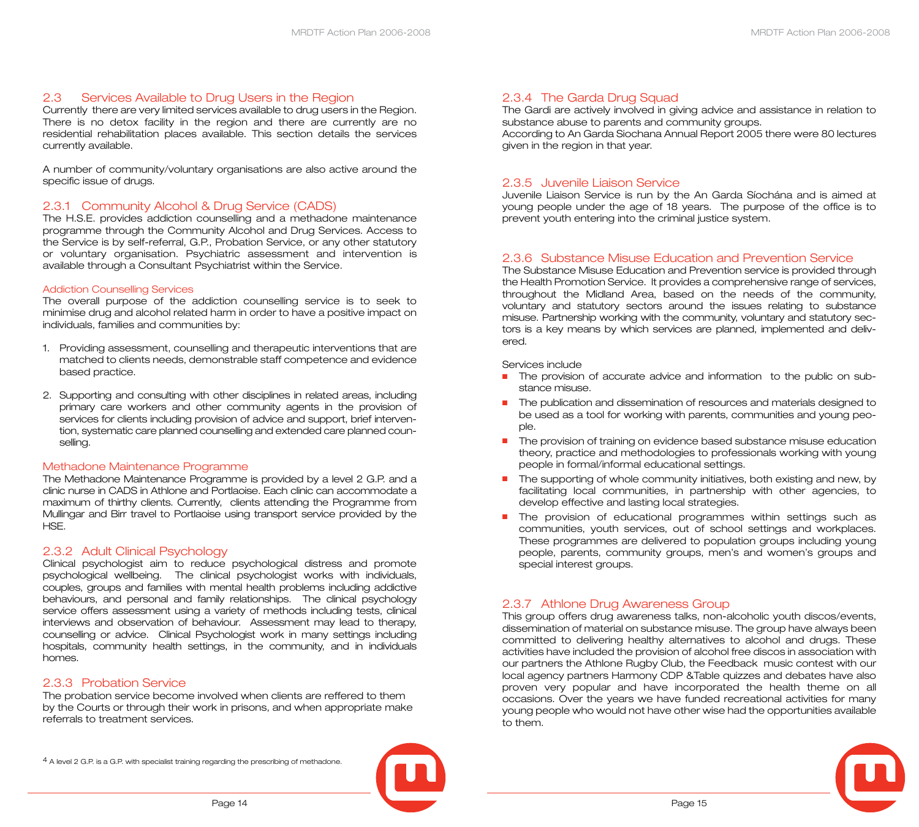## 2.3 Services Available to Drug Users in the Region

Currently there are very limited services available to drug users in the Region. There is no detox facility in the region and there are currently are no residential rehabilitation places available. This section details the services currently available.

A number of community/voluntary organisations are also active around the specific issue of drugs.

### 2.3.1 Community Alcohol & Drug Service (CADS)

The H.S.E. provides addiction counselling and a methadone maintenance programme through the Community Alcohol and Drug Services. Access to the Service is by self-referral, G.P., Probation Service, or any other statutory or voluntary organisation. Psychiatric assessment and intervention is available through a Consultant Psychiatrist within the Service.

#### Addiction Counselling Services

The overall purpose of the addiction counselling service is to seek to minimise drug and alcohol related harm in order to have a positive impact on individuals, families and communities by:

1. Providing assessment, counselling and therapeutic interventions that are matched to clients needs, demonstrable staff competence and evidence based practice.

2. Supporting and consulting with other disciplines in related areas, including primary care workers and other community agents in the provision of services for clients including provision of advice and support, brief intervention, systematic care planned counselling and extended care planned counselling.

#### Methadone Maintenance Programme

The Methadone Maintenance Programme is provided by a level 2 G.P. and a clinic nurse in CADS in Athlone and Portlaoise. Each clinic can accommodate a maximum of thirthy clients. Currently, clients attending the Programme from Mullingar and Birr travel to Portlaoise using transport service provided by the HSE.

### 2.3.2 Adult Clinical Psychology

Clinical psychologist aim to reduce psychological distress and promote psychological wellbeing. The clinical psychologist works with individuals, couples, groups and families with mental health problems including addictive behaviours, and personal and family relationships. The clinical psychology service offers assessment using a variety of methods including tests, clinical interviews and observation of behaviour. Assessment may lead to therapy, counselling or advice. Clinical Psychologist work in many settings including hospitals, community health settings, in the community, and in individuals homes.

### 2.3.3 Probation Service

The probation service become involved when clients are reffered to them by the Courts or through their work in prisons, and when appropriate make referrals to treatment services.

[4] A level 2 G.P. is a G.P. with specialist training regarding the prescribing of methadone.

### 2.3.4 The Garda Drug Squad

The Gardi are actively involved in giving advice and assistance in relation to substance abuse to parents and community groups.
According to An Garda Siochana Annual Report 2005 there were 80 lectures given in the region in that year.

### 2.3.5 Juvenile Liaison Service

Juvenile Liaison Service is run by the An Garda Síochána and is aimed at young people under the age of 18 years. The purpose of the office is to prevent youth entering into the criminal justice system.

### 2.3.6 Substance Misuse Education and Prevention Service

The Substance Misuse Education and Prevention service is provided through the Health Promotion Service. It provides a comprehensive range of services, throughout the Midland Area, based on the needs of the community, voluntary and statutory sectors around the issues relating to substance misuse. Partnership working with the community, voluntary and statutory sectors is a key means by which services are planned, implemented and delivered.

Services include

- The provision of accurate advice and information to the public on substance misuse.
- The publication and dissemination of resources and materials designed to be used as a tool for working with parents, communities and young people.
- The provision of training on evidence based substance misuse education theory, practice and methodologies to professionals working with young people in formal/informal educational settings.
- The supporting of whole community initiatives, both existing and new, by facilitating local communities, in partnership with other agencies, to develop effective and lasting local strategies.
- The provision of educational programmes within settings such as communities, youth services, out of school settings and workplaces. These programmes are delivered to population groups including young people, parents, community groups, men's and women's groups and special interest groups.

### 2.3.7 Athlone Drug Awareness Group

This group offers drug awareness talks, non-alcoholic youth discos/events, dissemination of material on substance misuse. The group have always been committed to delivering healthy alternatives to alcohol and drugs. These activities have included the provision of alcohol free discos in association with our partners the Athlone Rugby Club, the Feedback music contest with our local agency partners Harmony CDP &Table quizzes and debates have also proven very popular and have incorporated the health theme on all occasions. Over the years we have funded recreational activities for many young people who would not have other wise had the opportunities available to them.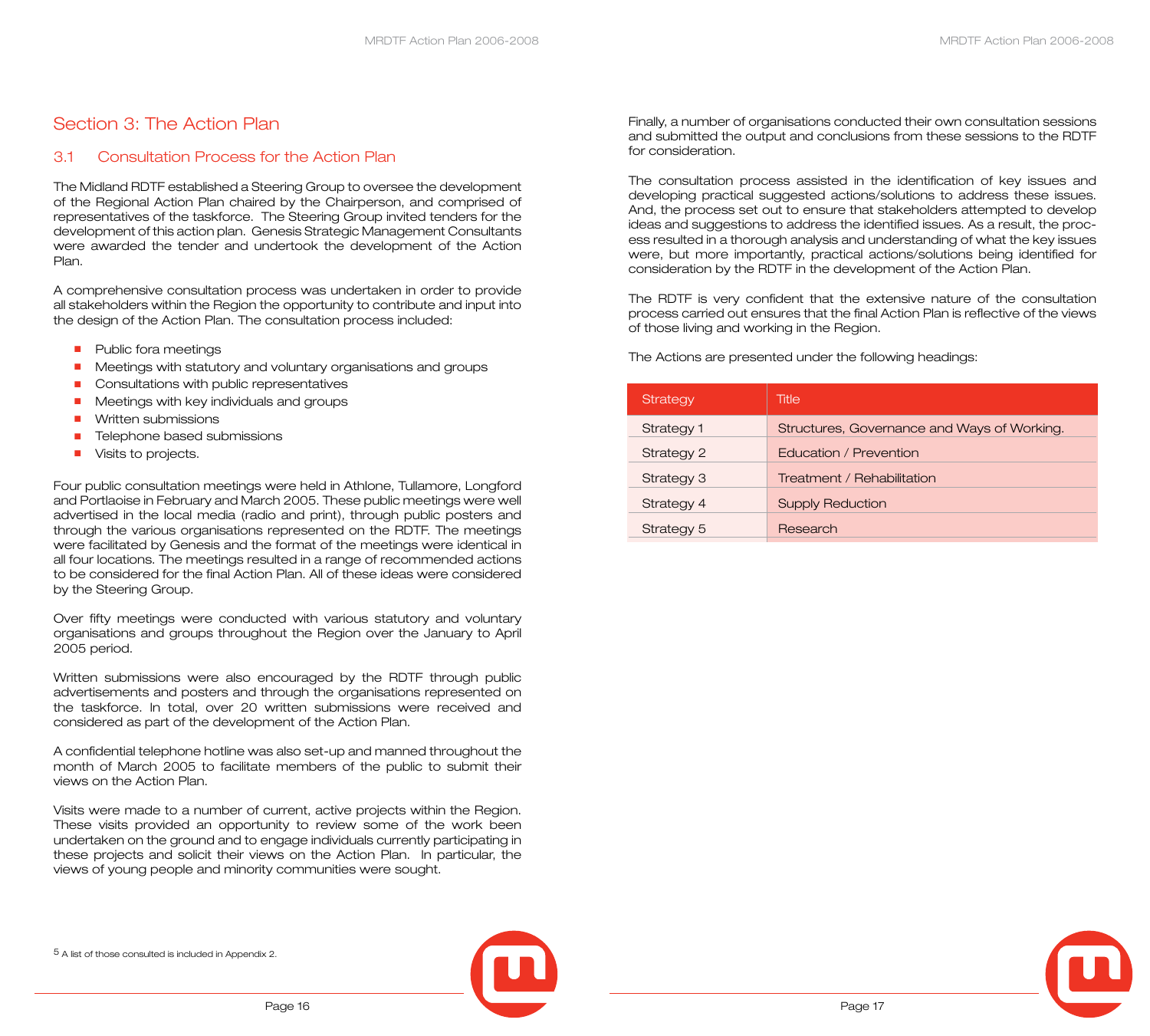# Section 3: The Action Plan

## 3.1 Consultation Process for the Action Plan

The Midland RDTF established a Steering Group to oversee the development of the Regional Action Plan chaired by the Chairperson, and comprised of representatives of the taskforce. The Steering Group invited tenders for the development of this action plan. Genesis Strategic Management Consultants were awarded the tender and undertook the development of the Action Plan.

A comprehensive consultation process was undertaken in order to provide all stakeholders within the Region the opportunity to contribute and input into the design of the Action Plan. The consultation process included:

- Public fora meetings
- Meetings with statutory and voluntary organisations and groups
- Consultations with public representatives
- Meetings with key individuals and groups
- Written submissions
- Telephone based submissions
- Visits to projects.

Four public consultation meetings were held in Athlone, Tullamore, Longford and Portlaoise in February and March 2005. These public meetings were well advertised in the local media (radio and print), through public posters and through the various organisations represented on the RDTF. The meetings were facilitated by Genesis and the format of the meetings were identical in all four locations. The meetings resulted in a range of recommended actions to be considered for the final Action Plan. All of these ideas were considered by the Steering Group.

Over fifty meetings were conducted with various statutory and voluntary organisations and groups throughout the Region over the January to April 2005 period.

Written submissions were also encouraged by the RDTF through public advertisements and posters and through the organisations represented on the taskforce. In total, over 20 written submissions were received and considered as part of the development of the Action Plan.

A confidential telephone hotline was also set-up and manned throughout the month of March 2005 to facilitate members of the public to submit their views on the Action Plan.

Visits were made to a number of current, active projects within the Region. These visits provided an opportunity to review some of the work been undertaken on the ground and to engage individuals currently participating in these projects and solicit their views on the Action Plan. In particular, the views of young people and minority communities were sought.

[5] A list of those consulted is included in Appendix 2.

Finally, a number of organisations conducted their own consultation sessions and submitted the output and conclusions from these sessions to the RDTF for consideration.

The consultation process assisted in the identification of key issues and developing practical suggested actions/solutions to address these issues. And, the process set out to ensure that stakeholders attempted to develop ideas and suggestions to address the identified issues. As a result, the process resulted in a thorough analysis and understanding of what the key issues were, but more importantly, practical actions/solutions being identified for consideration by the RDTF in the development of the Action Plan.

The RDTF is very confident that the extensive nature of the consultation process carried out ensures that the final Action Plan is reflective of the views of those living and working in the Region.

The Actions are presented under the following headings:

| Strategy | Title |
|---|---|
| Strategy 1 | Structures, Governance and Ways of Working. |
| Strategy 2 | Education / Prevention |
| Strategy 3 | Treatment / Rehabilitation |
| Strategy 4 | Supply Reduction |
| Strategy 5 | Research |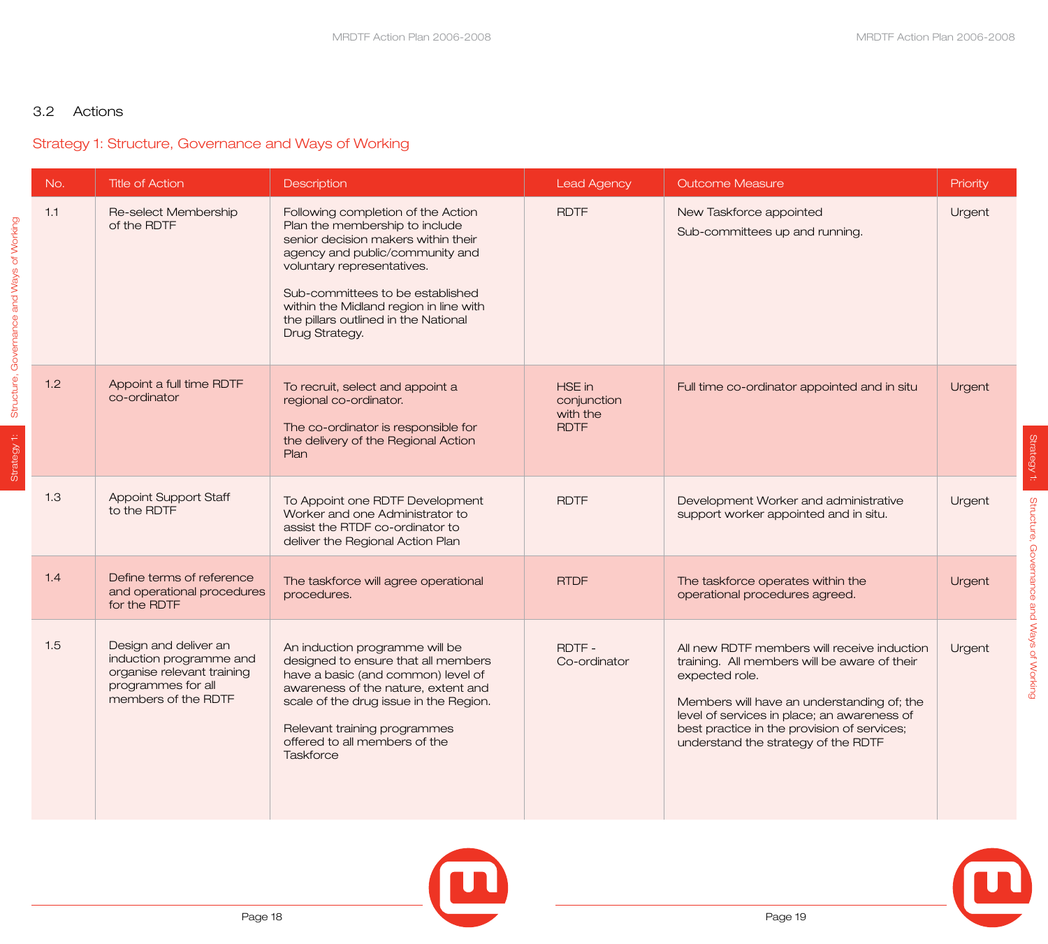## 3.2 Actions

### Strategy 1: Structure, Governance and Ways of Working

| No. | Title of Action | Description | Lead Agency | Outcome Measure | Priority |
|---|---|---|---|---|---|
| 1.1 | Re-select Membership of the RDTF | Following completion of the Action Plan the membership to include senior decision makers within their agency and public/community and voluntary representatives.<br><br>Sub-committees to be established within the Midland region in line with the pillars outlined in the National Drug Strategy. | RDTF | New Taskforce appointed<br><br>Sub-committees up and running. | Urgent |
| 1.2 | Appoint a full time RDTF co-ordinator | To recruit, select and appoint a regional co-ordinator.<br><br>The co-ordinator is responsible for the delivery of the Regional Action Plan | HSE in conjunction with the RDTF | Full time co-ordinator appointed and in situ | Urgent |
| 1.3 | Appoint Support Staff to the RDTF | To Appoint one RDTF Development Worker and one Administrator to assist the RTDF co-ordinator to deliver the Regional Action Plan | RDTF | Development Worker and administrative support worker appointed and in situ. | Urgent |
| 1.4 | Define terms of reference and operational procedures for the RDTF | The taskforce will agree operational procedures. | RTDF | The taskforce operates within the operational procedures agreed. | Urgent |
| 1.5 | Design and deliver an induction programme and organise relevant training programmes for all members of the RDTF | An induction programme will be designed to ensure that all members have a basic (and common) level of awareness of the nature, extent and scale of the drug issue in the Region.<br><br>Relevant training programmes offered to all members of the Taskforce | RDTF - Co-ordinator | All new RDTF members will receive induction training. All members will be aware of their expected role.<br><br>Members will have an understanding of; the level of services in place; an awareness of best practice in the provision of services; understand the strategy of the RDTF | Urgent |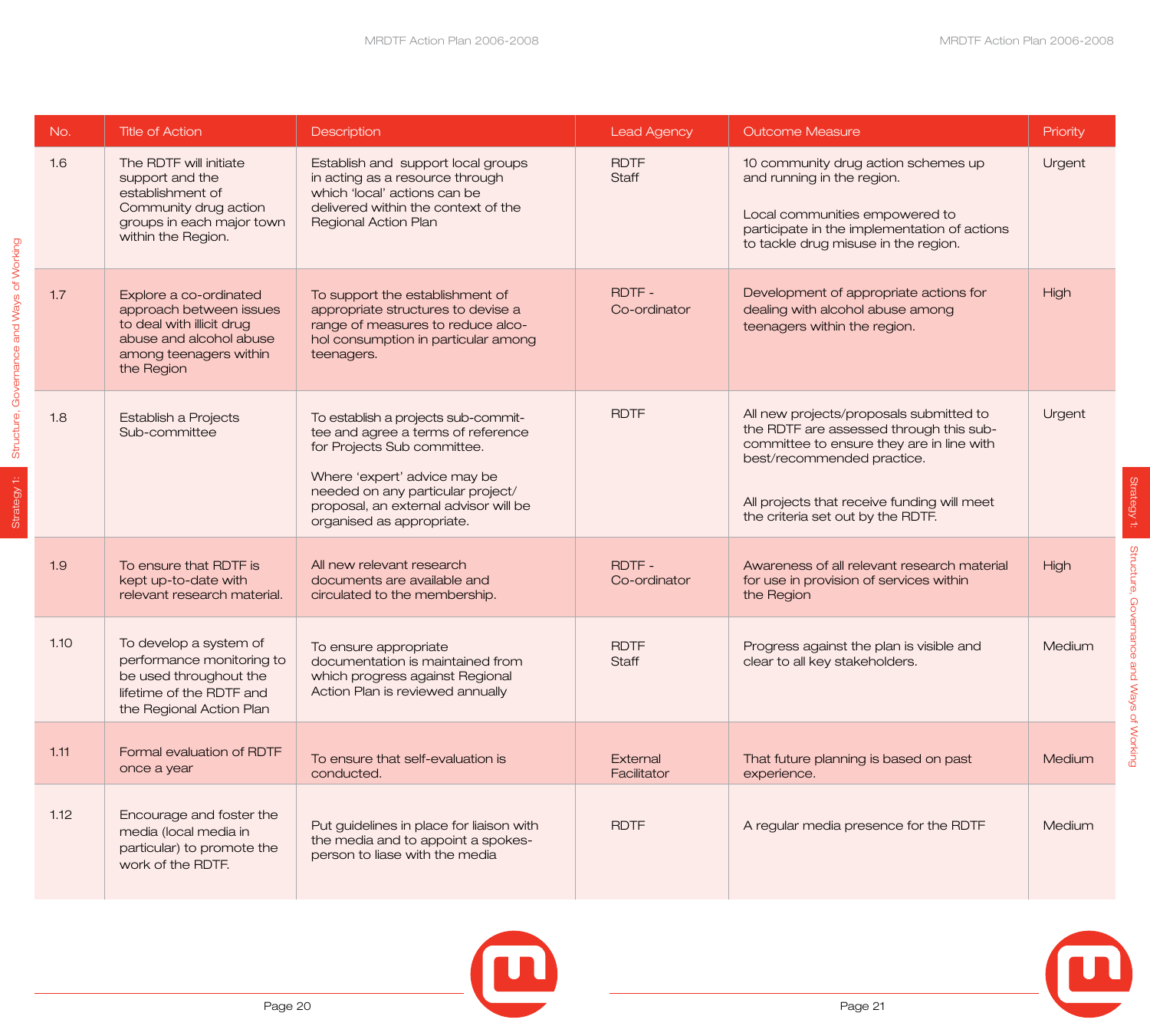| No. | Title of Action | Description | Lead Agency | Outcome Measure | Priority |
|---|---|---|---|---|---|
| 1.6 | The RDTF will initiate support and the establishment of Community drug action groups in each major town within the Region. | Establish and support local groups in acting as a resource through which 'local' actions can be delivered within the context of the Regional Action Plan | RDTF Staff | 10 community drug action schemes up and running in the region.<br><br>Local communities empowered to participate in the implementation of actions to tackle drug misuse in the region. | Urgent |
| 1.7 | Explore a co-ordinated approach between issues to deal with illicit drug abuse and alcohol abuse among teenagers within the Region | To support the establishment of appropriate structures to devise a range of measures to reduce alcohol consumption in particular among teenagers. | RDTF - Co-ordinator | Development of appropriate actions for dealing with alcohol abuse among teenagers within the region. | High |
| 1.8 | Establish a Projects Sub-committee | To establish a projects sub-committee and agree a terms of reference for Projects Sub committee.<br><br>Where 'expert' advice may be needed on any particular project/ proposal, an external advisor will be organised as appropriate. | RDTF | All new projects/proposals submitted to the RDTF are assessed through this sub-committee to ensure they are in line with best/recommended practice.<br><br>All projects that receive funding will meet the criteria set out by the RDTF. | Urgent |
| 1.9 | To ensure that RDTF is kept up-to-date with relevant research material. | All new relevant research documents are available and circulated to the membership. | RDTF - Co-ordinator | Awareness of all relevant research material for use in provision of services within the Region | High |
| 1.10 | To develop a system of performance monitoring to be used throughout the lifetime of the RDTF and the Regional Action Plan | To ensure appropriate documentation is maintained from which progress against Regional Action Plan is reviewed annually | RDTF Staff | Progress against the plan is visible and clear to all key stakeholders. | Medium |
| 1.11 | Formal evaluation of RDTF once a year | To ensure that self-evaluation is conducted. | External Facilitator | That future planning is based on past experience. | Medium |
| 1.12 | Encourage and foster the media (local media in particular) to promote the work of the RDTF. | Put guidelines in place for liaison with the media and to appoint a spokes-person to liase with the media | RDTF | A regular media presence for the RDTF | Medium |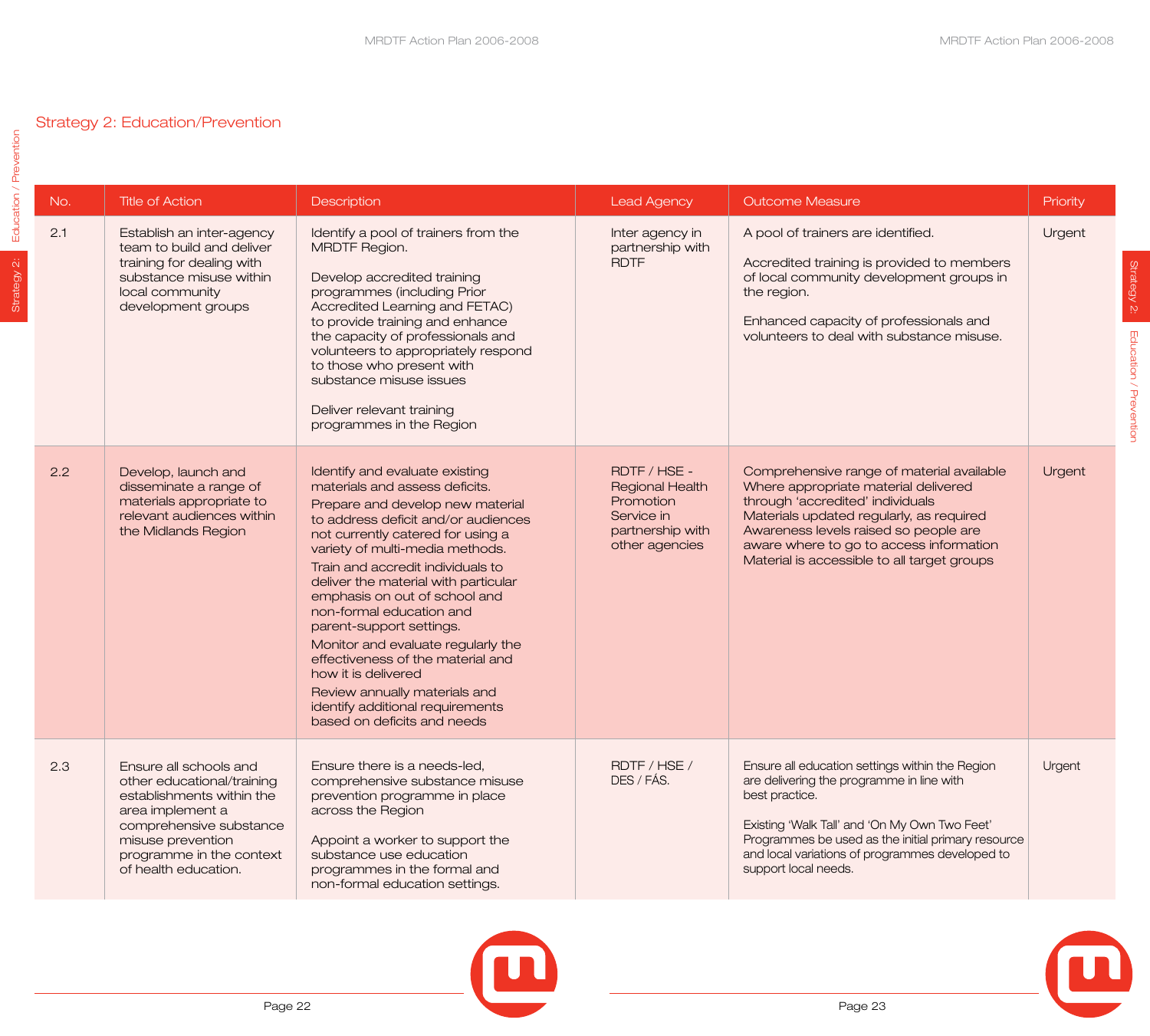## Strategy 2: Education/Prevention

| No. | Title of Action | Description | Lead Agency | Outcome Measure | Priority |
|---|---|---|---|---|---|
| 2.1 | Establish an inter-agency team to build and deliver training for dealing with substance misuse within local community development groups | Identify a pool of trainers from the MRDTF Region.<br><br>Develop accredited training programmes (including Prior Accredited Learning and FETAC) to provide training and enhance the capacity of professionals and volunteers to appropriately respond to those who present with substance misuse issues<br><br>Deliver relevant training programmes in the Region | Inter agency in partnership with RDTF | A pool of trainers are identified.<br><br>Accredited training is provided to members of local community development groups in the region.<br><br>Enhanced capacity of professionals and volunteers to deal with substance misuse. | Urgent |
| 2.2 | Develop, launch and disseminate a range of materials appropriate to relevant audiences within the Midlands Region | Identify and evaluate existing materials and assess deficits.<br>Prepare and develop new material to address deficit and/or audiences not currently catered for using a variety of multi-media methods.<br>Train and accredit individuals to deliver the material with particular emphasis on out of school and non-formal education and parent-support settings.<br>Monitor and evaluate regularly the effectiveness of the material and how it is delivered<br>Review annually materials and identify additional requirements based on deficits and needs | RDTF / HSE - Regional Health Promotion Service in partnership with other agencies | Comprehensive range of material available<br>Where appropriate material delivered through 'accredited' individuals<br>Materials updated regularly, as required<br>Awareness levels raised so people are aware where to go to access information<br>Material is accessible to all target groups | Urgent |
| 2.3 | Ensure all schools and other educational/training establishments within the area implement a comprehensive substance misuse prevention programme in the context of health education. | Ensure there is a needs-led, comprehensive substance misuse prevention programme in place across the Region<br><br>Appoint a worker to support the substance use education programmes in the formal and non-formal education settings. | RDTF / HSE / DES / FÁS. | Ensure all education settings within the Region are delivering the programme in line with best practice.<br><br>Existing 'Walk Tall' and 'On My Own Two Feet' Programmes be used as the initial primary resource and local variations of programmes developed to support local needs. | Urgent |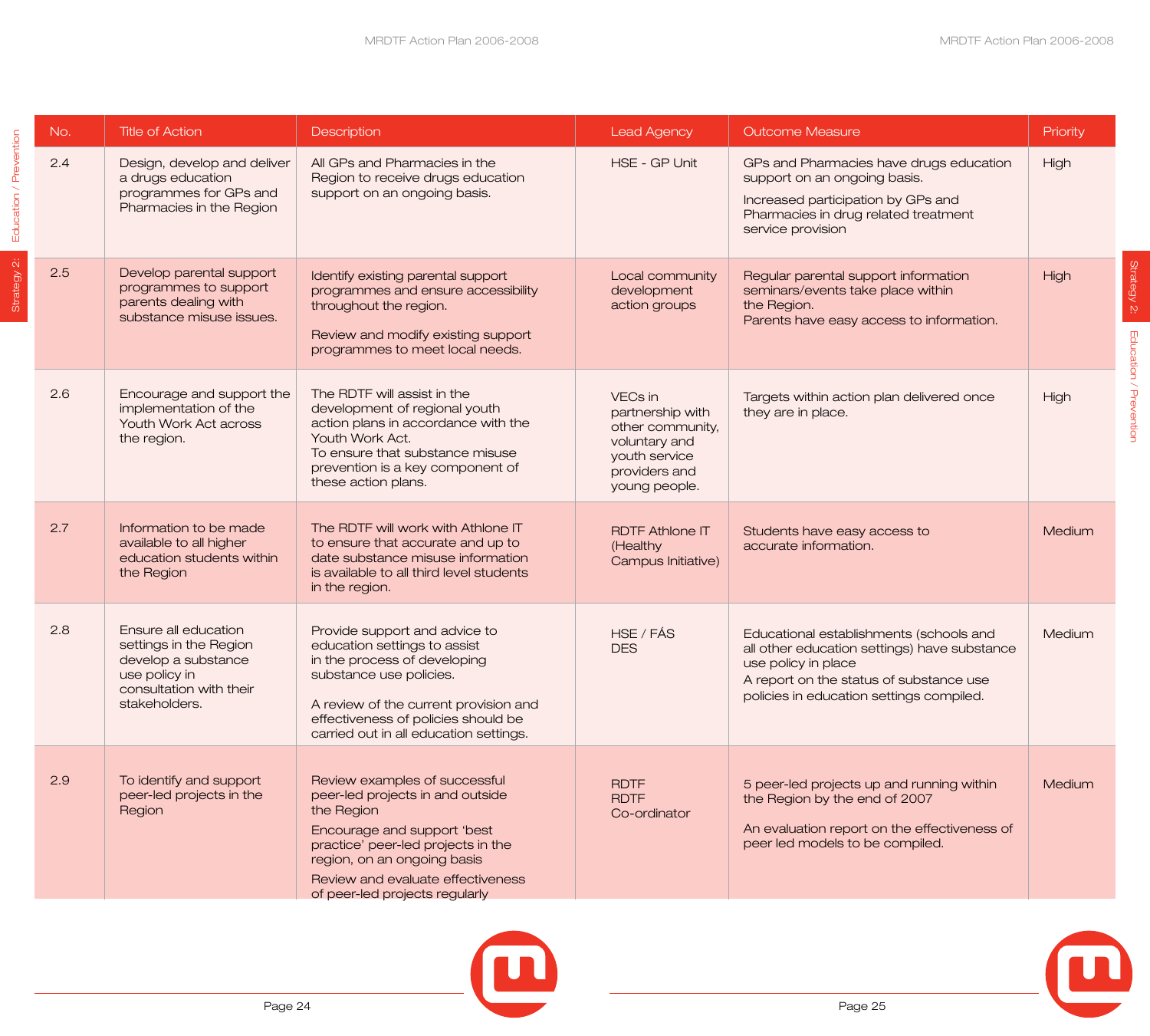| No. | Title of Action | Description | Lead Agency | Outcome Measure | Priority |
|---|---|---|---|---|---|
| 2.4 | Design, develop and deliver a drugs education programmes for GPs and Pharmacies in the Region | All GPs and Pharmacies in the Region to receive drugs education support on an ongoing basis. | HSE - GP Unit | GPs and Pharmacies have drugs education support on an ongoing basis.<br>Increased participation by GPs and Pharmacies in drug related treatment service provision | High |
| 2.5 | Develop parental support programmes to support parents dealing with substance misuse issues. | Identify existing parental support programmes and ensure accessibility throughout the region.<br><br>Review and modify existing support programmes to meet local needs. | Local community development action groups | Regular parental support information seminars/events take place within the Region.<br>Parents have easy access to information. | High |
| 2.6 | Encourage and support the implementation of the Youth Work Act across the region. | The RDTF will assist in the development of regional youth action plans in accordance with the Youth Work Act.<br>To ensure that substance misuse prevention is a key component of these action plans. | VECs in partnership with other community, voluntary and youth service providers and young people. | Targets within action plan delivered once they are in place. | High |
| 2.7 | Information to be made available to all higher education students within the Region | The RDTF will work with Athlone IT to ensure that accurate and up to date substance misuse information is available to all third level students in the region. | RDTF Athlone IT (Healthy Campus Initiative) | Students have easy access to accurate information. | Medium |
| 2.8 | Ensure all education settings in the Region develop a substance use policy in consultation with their stakeholders. | Provide support and advice to education settings to assist in the process of developing substance use policies.<br><br>A review of the current provision and effectiveness of policies should be carried out in all education settings. | HSE / FÁS<br>DES | Educational establishments (schools and all other education settings) have substance use policy in place<br>A report on the status of substance use policies in education settings compiled. | Medium |
| 2.9 | To identify and support peer-led projects in the Region | Review examples of successful peer-led projects in and outside the Region<br>Encourage and support 'best practice' peer-led projects in the region, on an ongoing basis<br>Review and evaluate effectiveness of peer-led projects regularly | RDTF<br>RDTF Co-ordinator | 5 peer-led projects up and running within the Region by the end of 2007<br><br>An evaluation report on the effectiveness of peer led models to be compiled. | Medium |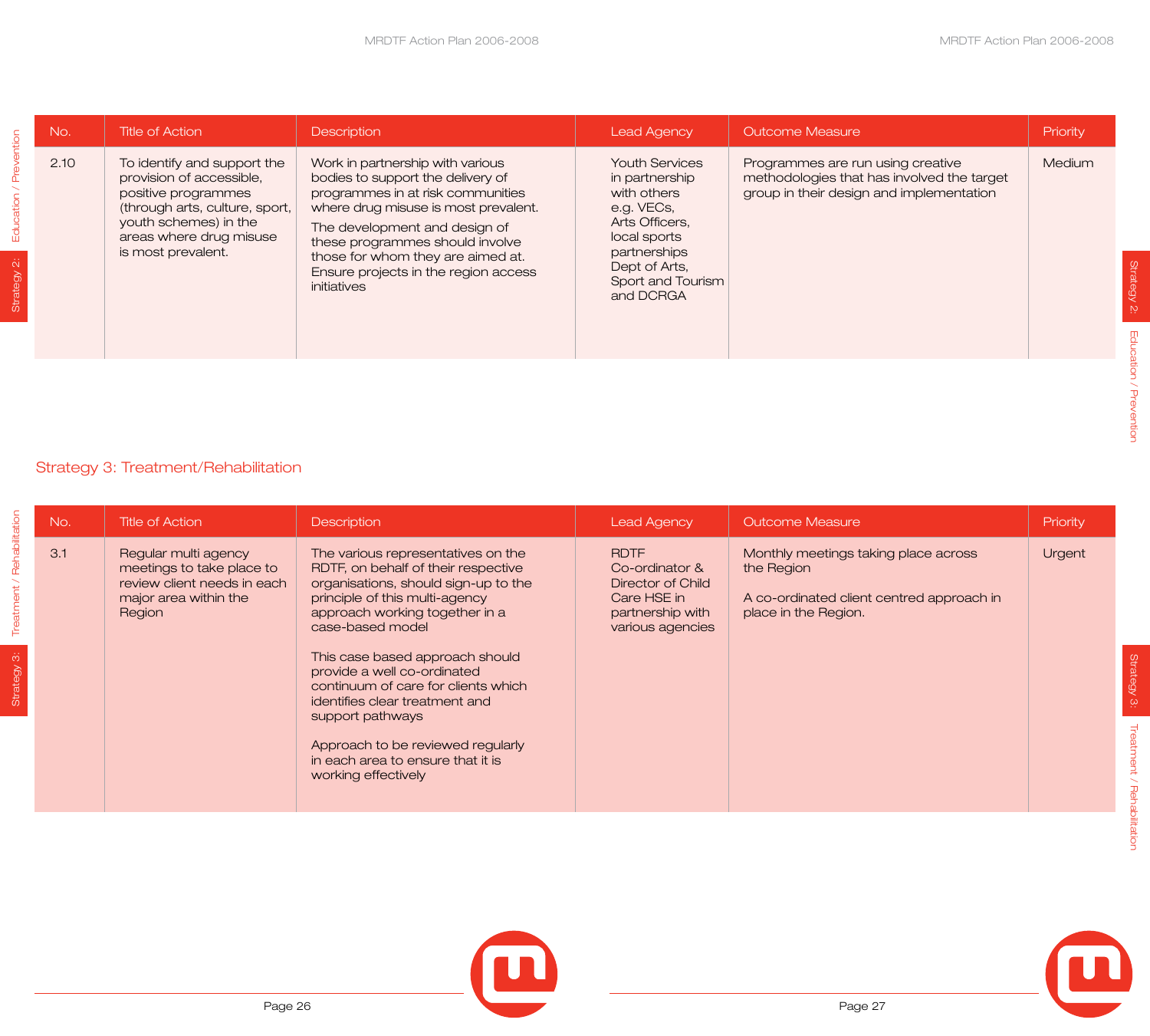| No. | Title of Action | Description | Lead Agency | Outcome Measure | Priority |
|---|---|---|---|---|---|
| 2.10 | To identify and support the provision of accessible, positive programmes (through arts, culture, sport, youth schemes) in the areas where drug misuse is most prevalent. | Work in partnership with various bodies to support the delivery of programmes in at risk communities where drug misuse is most prevalent. The development and design of these programmes should involve those for whom they are aimed at. Ensure projects in the region access initiatives | Youth Services in partnership with others e.g. VECs, Arts Officers, local sports partnerships Dept of Arts, Sport and Tourism and DCRGA | Programmes are run using creative methodologies that has involved the target group in their design and implementation | Medium |

## Strategy 3: Treatment/Rehabilitation

| No. | Title of Action | Description | Lead Agency | Outcome Measure | Priority |
|---|---|---|---|---|---|
| 3.1 | Regular multi agency meetings to take place to review client needs in each major area within the Region | The various representatives on the RDTF, on behalf of their respective organisations, should sign-up to the principle of this multi-agency approach working together in a case-based model<br><br>This case based approach should provide a well co-ordinated continuum of care for clients which identifies clear treatment and support pathways<br><br>Approach to be reviewed regularly in each area to ensure that it is working effectively | RDTF Co-ordinator & Director of Child Care HSE in partnership with various agencies | Monthly meetings taking place across the Region<br><br>A co-ordinated client centred approach in place in the Region. | Urgent |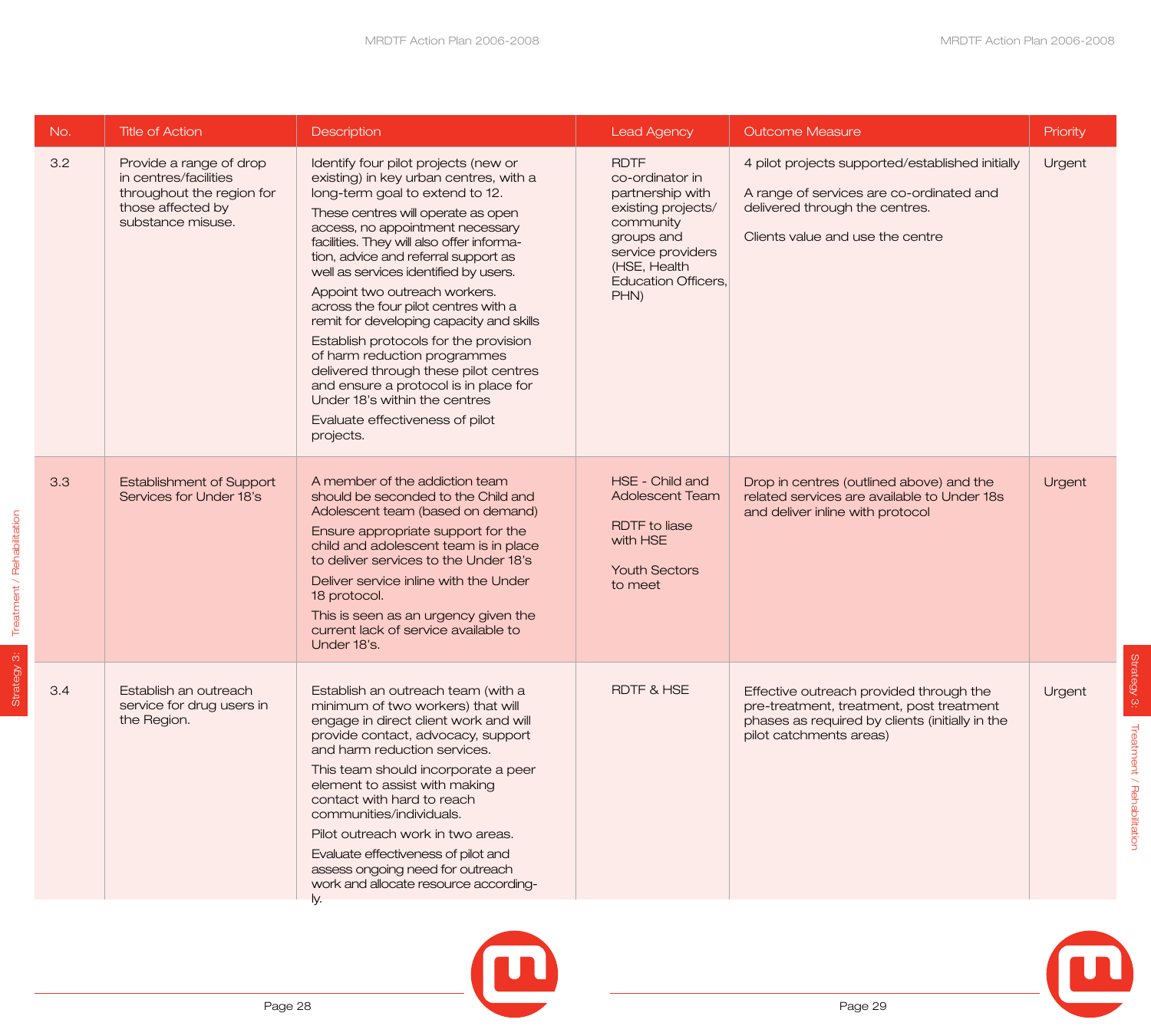| No. | Title of Action | Description | Lead Agency | Outcome Measure | Priority |
|---|---|---|---|---|---|
| 3.2 | Provide a range of drop in centres/facilities throughout the region for those affected by substance misuse. | Identify four pilot projects (new or existing) in key urban centres, with a long-term goal to extend to 12.<br>These centres will operate as open access, no appointment necessary facilities. They will also offer information, advice and referral support as well as services identified by users.<br>Appoint two outreach workers. across the four pilot centres with a remit for developing capacity and skills<br>Establish protocols for the provision of harm reduction programmes delivered through these pilot centres and ensure a protocol is in place for Under 18's within the centres<br>Evaluate effectiveness of pilot projects. | RDTF co-ordinator in partnership with existing projects/ community groups and service providers (HSE, Health Education Officers, PHN) | 4 pilot projects supported/established initially<br><br>A range of services are co-ordinated and delivered through the centres.<br><br>Clients value and use the centre | Urgent |
| 3.3 | Establishment of Support Services for Under 18's | A member of the addiction team should be seconded to the Child and Adolescent team (based on demand)<br>Ensure appropriate support for the child and adolescent team is in place to deliver services to the Under 18's<br>Deliver service inline with the Under 18 protocol.<br>This is seen as an urgency given the current lack of service available to Under 18's. | HSE - Child and Adolescent Team<br><br>RDTF to liase with HSE<br><br>Youth Sectors to meet | Drop in centres (outlined above) and the related services are available to Under 18s and deliver inline with protocol | Urgent |
| 3.4 | Establish an outreach service for drug users in the Region. | Establish an outreach team (with a minimum of two workers) that will engage in direct client work and will provide contact, advocacy, support and harm reduction services.<br>This team should incorporate a peer element to assist with making contact with hard to reach communities/individuals.<br>Pilot outreach work in two areas.<br>Evaluate effectiveness of pilot and assess ongoing need for outreach work and allocate resource accordingly. | RDTF & HSE | Effective outreach provided through the pre-treatment, treatment, post treatment phases as required by clients (initially in the pilot catchments areas) | Urgent |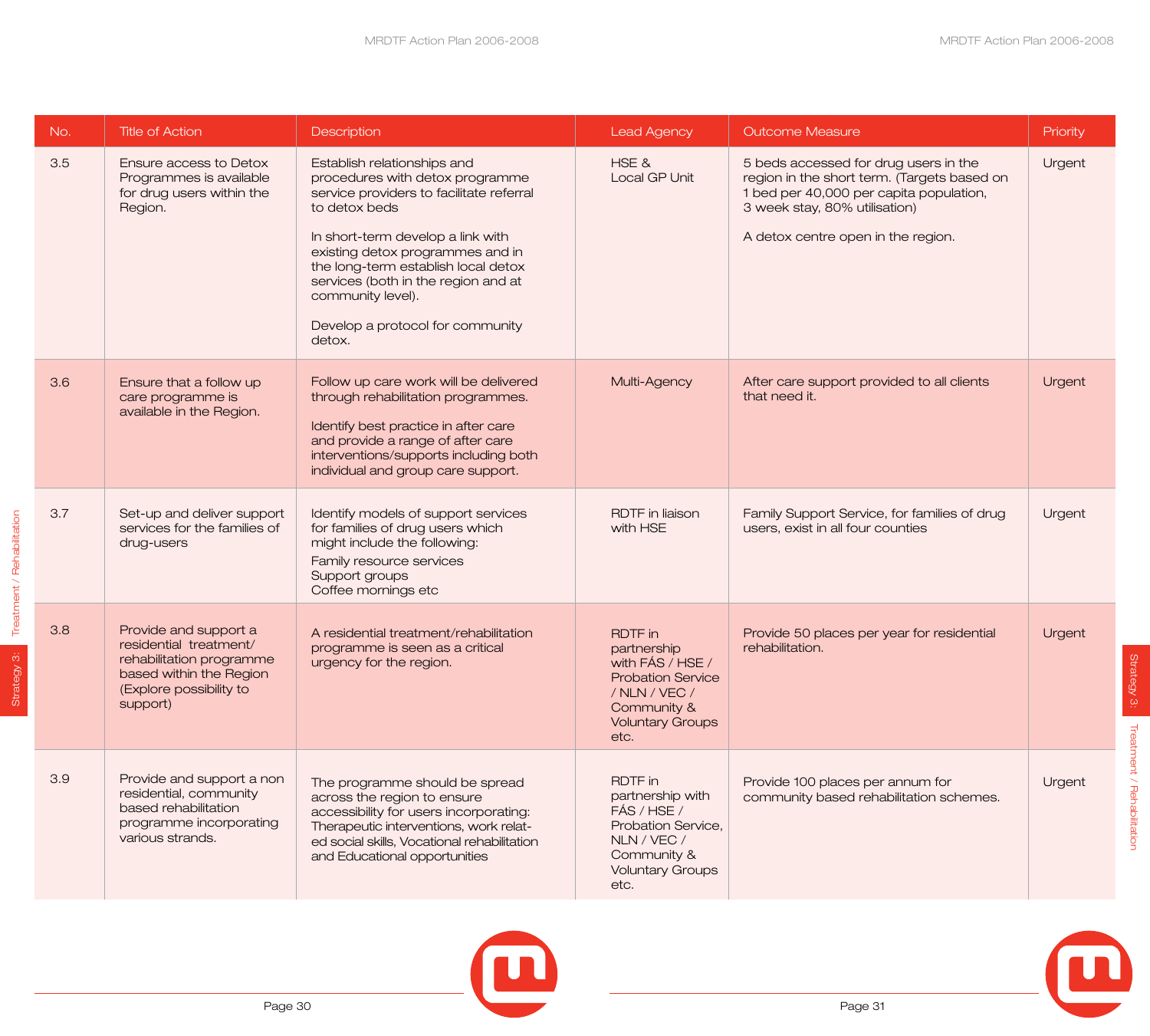| No. | Title of Action | Description | Lead Agency | Outcome Measure | Priority |
|---|---|---|---|---|---|
| 3.5 | Ensure access to Detox Programmes is available for drug users within the Region. | Establish relationships and procedures with detox programme service providers to facilitate referral to detox beds<br><br>In short-term develop a link with existing detox programmes and in the long-term establish local detox services (both in the region and at community level).<br><br>Develop a protocol for community detox. | HSE & Local GP Unit | 5 beds accessed for drug users in the region in the short term. (Targets based on 1 bed per 40,000 per capita population, 3 week stay, 80% utilisation)<br><br>A detox centre open in the region. | Urgent |
| 3.6 | Ensure that a follow up care programme is available in the Region. | Follow up care work will be delivered through rehabilitation programmes.<br><br>Identify best practice in after care and provide a range of after care interventions/supports including both individual and group care support. | Multi-Agency | After care support provided to all clients that need it. | Urgent |
| 3.7 | Set-up and deliver support services for the families of drug-users | Identify models of support services for families of drug users which might include the following:<br>Family resource services<br>Support groups<br>Coffee mornings etc | RDTF in liaison with HSE | Family Support Service, for families of drug users, exist in all four counties | Urgent |
| 3.8 | Provide and support a residential treatment/ rehabilitation programme based within the Region (Explore possibility to support) | A residential treatment/rehabilitation programme is seen as a critical urgency for the region. | RDTF in partnership with FÁS / HSE / Probation Service / NLN / VEC / Community & Voluntary Groups etc. | Provide 50 places per year for residential rehabilitation. | Urgent |
| 3.9 | Provide and support a non residential, community based rehabilitation programme incorporating various strands. | The programme should be spread across the region to ensure accessibility for users incorporating: Therapeutic interventions, work related social skills, Vocational rehabilitation and Educational opportunities | RDTF in partnership with FÁS / HSE / Probation Service, NLN / VEC / Community & Voluntary Groups etc. | Provide 100 places per annum for community based rehabilitation schemes. | Urgent |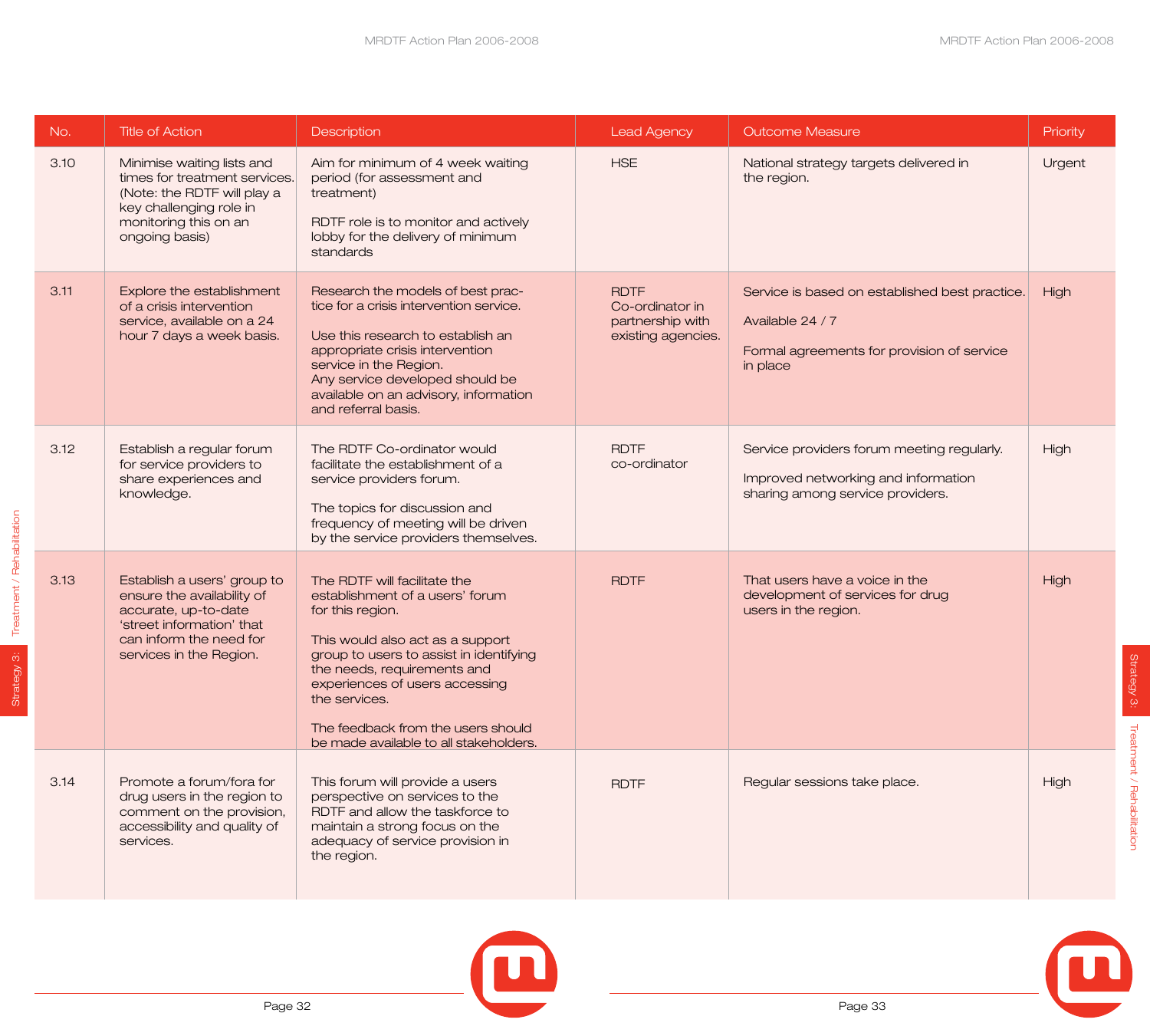| No. | Title of Action | Description | Lead Agency | Outcome Measure | Priority |
|---|---|---|---|---|---|
| 3.10 | Minimise waiting lists and times for treatment services. (Note: the RDTF will play a key challenging role in monitoring this on an ongoing basis) | Aim for minimum of 4 week waiting period (for assessment and treatment)<br><br>RDTF role is to monitor and actively lobby for the delivery of minimum standards | HSE | National strategy targets delivered in the region. | Urgent |
| 3.11 | Explore the establishment of a crisis intervention service, available on a 24 hour 7 days a week basis. | Research the models of best practice for a crisis intervention service.<br><br>Use this research to establish an appropriate crisis intervention service in the Region.<br>Any service developed should be available on an advisory, information and referral basis. | RDTF Co-ordinator in partnership with existing agencies. | Service is based on established best practice.<br><br>Available 24 / 7<br><br>Formal agreements for provision of service in place | High |
| 3.12 | Establish a regular forum for service providers to share experiences and knowledge. | The RDTF Co-ordinator would facilitate the establishment of a service providers forum.<br><br>The topics for discussion and frequency of meeting will be driven by the service providers themselves. | RDTF co-ordinator | Service providers forum meeting regularly.<br><br>Improved networking and information sharing among service providers. | High |
| 3.13 | Establish a users' group to ensure the availability of accurate, up-to-date 'street information' that can inform the need for services in the Region. | The RDTF will facilitate the establishment of a users' forum for this region.<br><br>This would also act as a support group to users to assist in identifying the needs, requirements and experiences of users accessing the services.<br><br>The feedback from the users should be made available to all stakeholders. | RDTF | That users have a voice in the development of services for drug users in the region. | High |
| 3.14 | Promote a forum/fora for drug users in the region to comment on the provision, accessibility and quality of services. | This forum will provide a users perspective on services to the RDTF and allow the taskforce to maintain a strong focus on the adequacy of service provision in the region. | RDTF | Regular sessions take place. | High |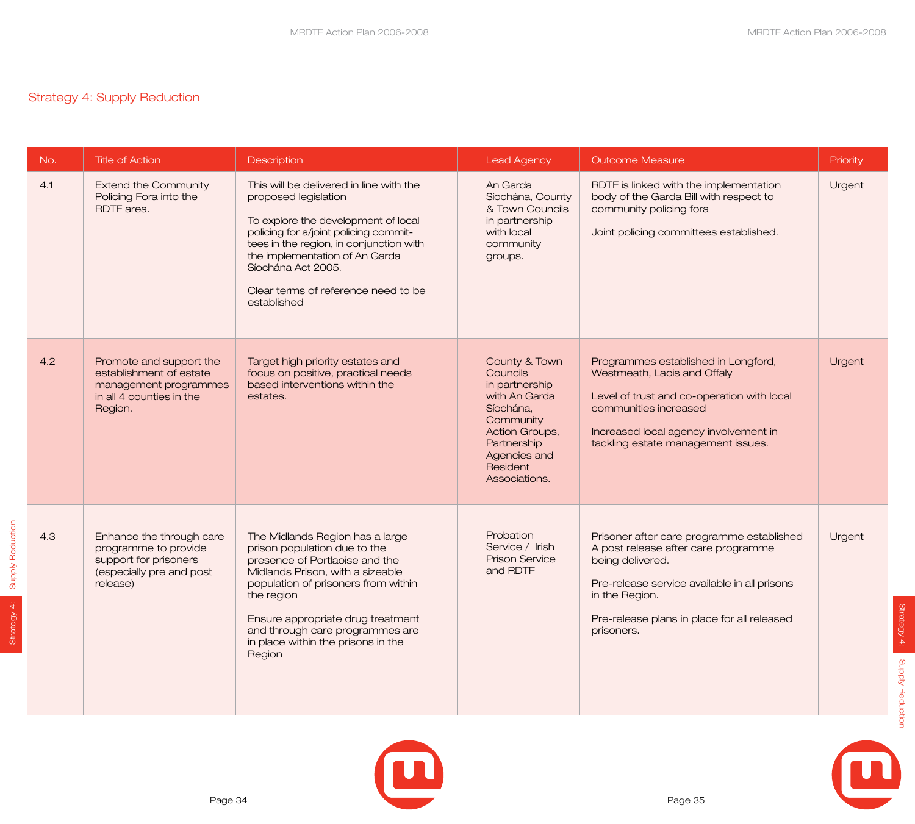## Strategy 4: Supply Reduction

| No. | Title of Action | Description | Lead Agency | Outcome Measure | Priority |
|---|---|---|---|---|---|
| 4.1 | Extend the Community Policing Fora into the RDTF area. | This will be delivered in line with the proposed legislation<br><br>To explore the development of local policing for a/joint policing committees in the region, in conjunction with the implementation of An Garda Síochána Act 2005.<br><br>Clear terms of reference need to be established | An Garda Síochána, County & Town Councils in partnership with local community groups. | RDTF is linked with the implementation body of the Garda Bill with respect to community policing fora<br><br>Joint policing committees established. | Urgent |
| 4.2 | Promote and support the establishment of estate management programmes in all 4 counties in the Region. | Target high priority estates and focus on positive, practical needs based interventions within the estates. | County & Town Councils in partnership with An Garda Síochána, Community Action Groups, Partnership Agencies and Resident Associations. | Programmes established in Longford, Westmeath, Laois and Offaly<br><br>Level of trust and co-operation with local communities increased<br><br>Increased local agency involvement in tackling estate management issues. | Urgent |
| 4.3 | Enhance the through care programme to provide support for prisoners (especially pre and post release) | The Midlands Region has a large prison population due to the presence of Portlaoise and the Midlands Prison, with a sizeable population of prisoners from within the region<br><br>Ensure appropriate drug treatment and through care programmes are in place within the prisons in the Region | Probation Service / Irish Prison Service and RDTF | Prisoner after care programme established A post release after care programme being delivered.<br><br>Pre-release service available in all prisons in the Region.<br><br>Pre-release plans in place for all released prisoners. | Urgent |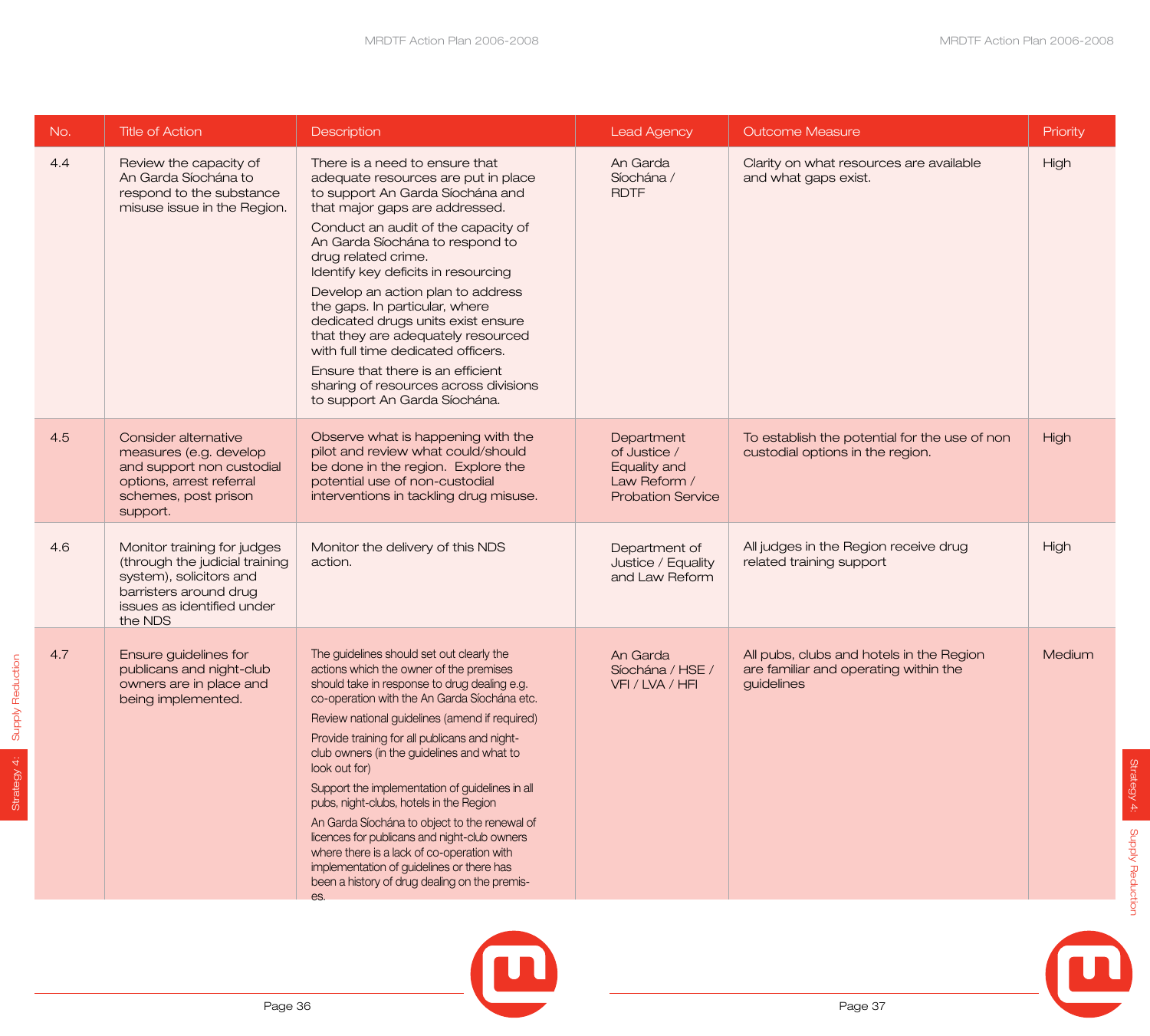| No. | Title of Action | Description | Lead Agency | Outcome Measure | Priority |
|---|---|---|---|---|---|
| 4.4 | Review the capacity of An Garda Síochána to respond to the substance misuse issue in the Region. | There is a need to ensure that adequate resources are put in place to support An Garda Síochána and that major gaps are addressed.<br>Conduct an audit of the capacity of An Garda Síochána to respond to drug related crime.<br>Identify key deficits in resourcing<br>Develop an action plan to address the gaps. In particular, where dedicated drugs units exist ensure that they are adequately resourced with full time dedicated officers.<br>Ensure that there is an efficient sharing of resources across divisions to support An Garda Síochána. | An Garda Síochána / RDTF | Clarity on what resources are available and what gaps exist. | High |
| 4.5 | Consider alternative measures (e.g. develop and support non custodial options, arrest referral schemes, post prison support. | Observe what is happening with the pilot and review what could/should be done in the region. Explore the potential use of non-custodial interventions in tackling drug misuse. | Department of Justice / Equality and Law Reform / Probation Service | To establish the potential for the use of non custodial options in the region. | High |
| 4.6 | Monitor training for judges (through the judicial training system), solicitors and barristers around drug issues as identified under the NDS | Monitor the delivery of this NDS action. | Department of Justice / Equality and Law Reform | All judges in the Region receive drug related training support | High |
| 4.7 | Ensure guidelines for publicans and night-club owners are in place and being implemented. | The guidelines should set out clearly the actions which the owner of the premises should take in response to drug dealing e.g. co-operation with the An Garda Síochána etc.<br>Review national guidelines (amend if required)<br>Provide training for all publicans and night-club owners (in the guidelines and what to look out for)<br>Support the implementation of guidelines in all pubs, night-clubs, hotels in the Region<br>An Garda Síochána to object to the renewal of licences for publicans and night-club owners where there is a lack of co-operation with implementation of guidelines or there has been a history of drug dealing on the premises. | An Garda Síochána / HSE / VFI / LVA / HFI | All pubs, clubs and hotels in the Region are familiar and operating within the guidelines | Medium |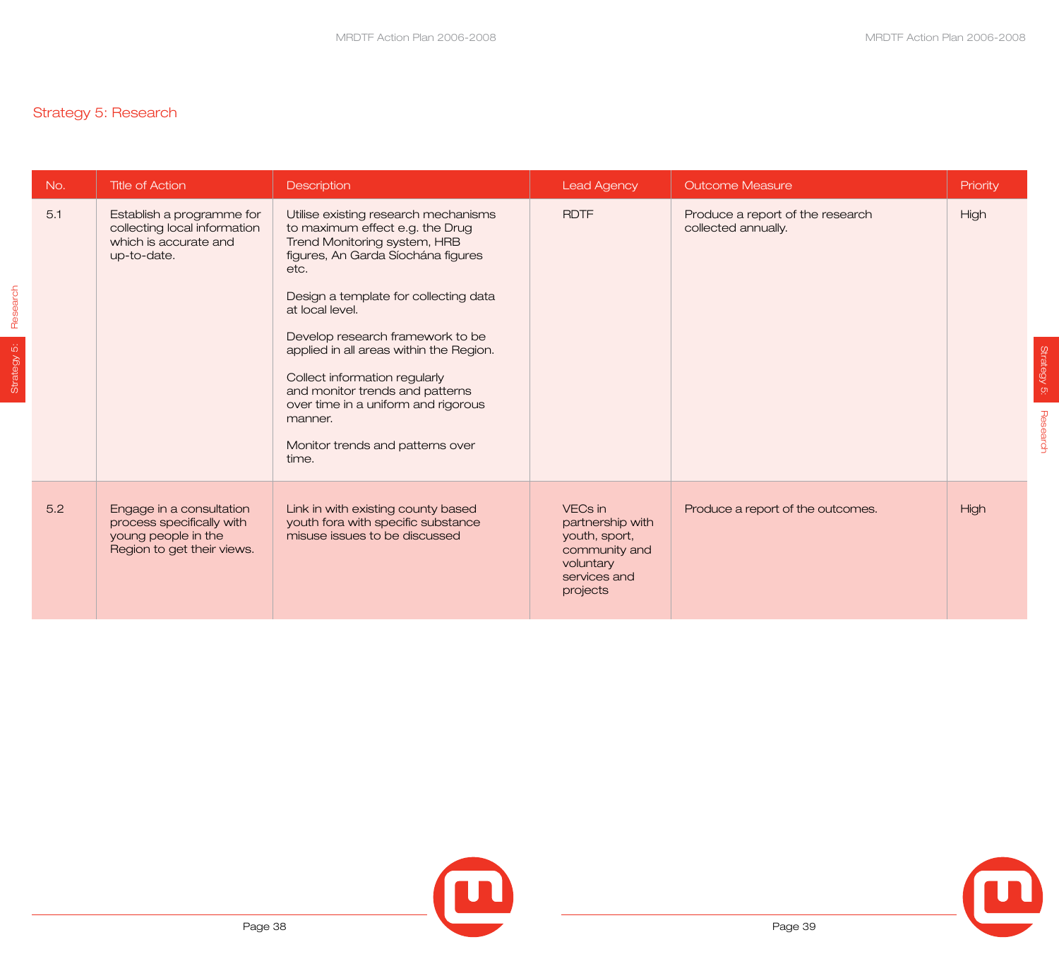## Strategy 5: Research

| No. | Title of Action | Description | Lead Agency | Outcome Measure | Priority |
|---|---|---|---|---|---|
| 5.1 | Establish a programme for collecting local information which is accurate and up-to-date. | Utilise existing research mechanisms to maximum effect e.g. the Drug Trend Monitoring system, HRB figures, An Garda Síochána figures etc.<br><br>Design a template for collecting data at local level.<br><br>Develop research framework to be applied in all areas within the Region.<br><br>Collect information regularly and monitor trends and patterns over time in a uniform and rigorous manner.<br><br>Monitor trends and patterns over time. | RDTF | Produce a report of the research collected annually. | High |
| 5.2 | Engage in a consultation process specifically with young people in the Region to get their views. | Link in with existing county based youth fora with specific substance misuse issues to be discussed | VECs in partnership with youth, sport, community and voluntary services and projects | Produce a report of the outcomes. | High |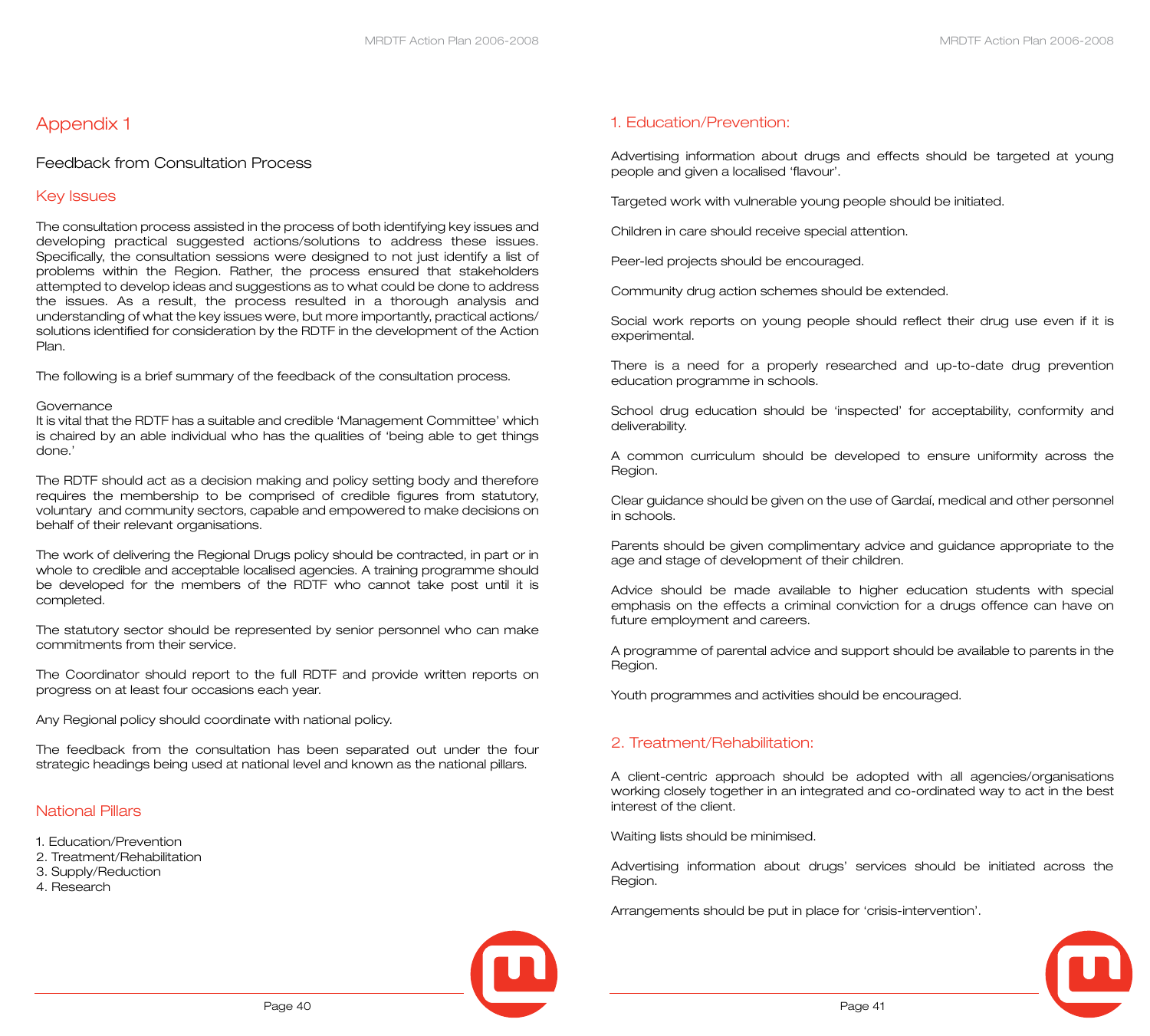# Appendix 1

## Feedback from Consultation Process

### Key Issues

The consultation process assisted in the process of both identifying key issues and developing practical suggested actions/solutions to address these issues. Specifically, the consultation sessions were designed to not just identify a list of problems within the Region. Rather, the process ensured that stakeholders attempted to develop ideas and suggestions as to what could be done to address the issues. As a result, the process resulted in a thorough analysis and understanding of what the key issues were, but more importantly, practical actions/solutions identified for consideration by the RDTF in the development of the Action Plan.

The following is a brief summary of the feedback of the consultation process.

Governance
It is vital that the RDTF has a suitable and credible 'Management Committee' which is chaired by an able individual who has the qualities of 'being able to get things done.'

The RDTF should act as a decision making and policy setting body and therefore requires the membership to be comprised of credible figures from statutory, voluntary and community sectors, capable and empowered to make decisions on behalf of their relevant organisations.

The work of delivering the Regional Drugs policy should be contracted, in part or in whole to credible and acceptable localised agencies. A training programme should be developed for the members of the RDTF who cannot take post until it is completed.

The statutory sector should be represented by senior personnel who can make commitments from their service.

The Coordinator should report to the full RDTF and provide written reports on progress on at least four occasions each year.

Any Regional policy should coordinate with national policy.

The feedback from the consultation has been separated out under the four strategic headings being used at national level and known as the national pillars.

### National Pillars

1. Education/Prevention
2. Treatment/Rehabilitation
3. Supply/Reduction
4. Research

### 1. Education/Prevention:

Advertising information about drugs and effects should be targeted at young people and given a localised 'flavour'.

Targeted work with vulnerable young people should be initiated.

Children in care should receive special attention.

Peer-led projects should be encouraged.

Community drug action schemes should be extended.

Social work reports on young people should reflect their drug use even if it is experimental.

There is a need for a properly researched and up-to-date drug prevention education programme in schools.

School drug education should be 'inspected' for acceptability, conformity and deliverability.

A common curriculum should be developed to ensure uniformity across the Region.

Clear guidance should be given on the use of Gardaí, medical and other personnel in schools.

Parents should be given complimentary advice and guidance appropriate to the age and stage of development of their children.

Advice should be made available to higher education students with special emphasis on the effects a criminal conviction for a drugs offence can have on future employment and careers.

A programme of parental advice and support should be available to parents in the Region.

Youth programmes and activities should be encouraged.

### 2. Treatment/Rehabilitation:

A client-centric approach should be adopted with all agencies/organisations working closely together in an integrated and co-ordinated way to act in the best interest of the client.

Waiting lists should be minimised.

Advertising information about drugs' services should be initiated across the Region.

Arrangements should be put in place for 'crisis-intervention'.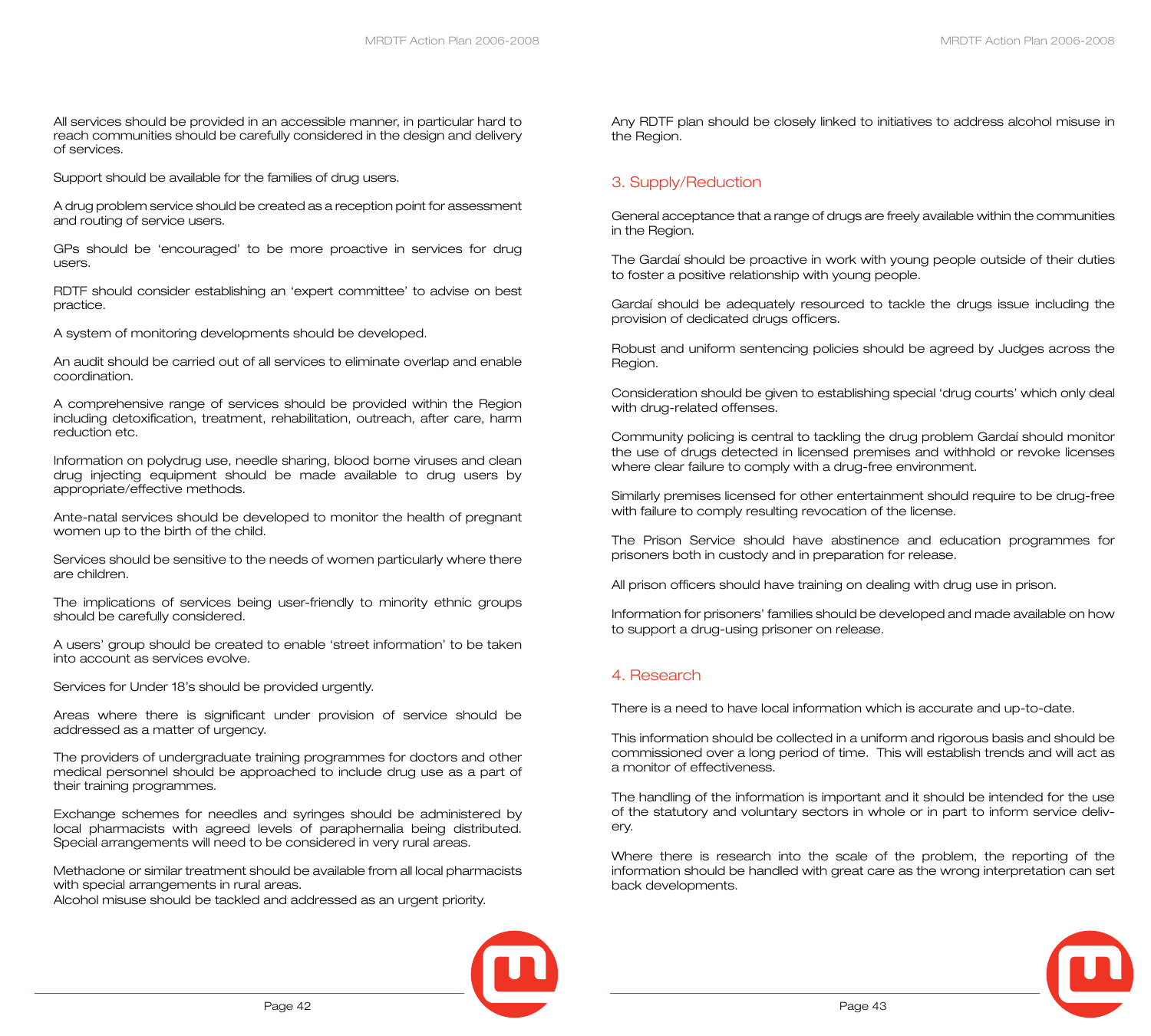All services should be provided in an accessible manner, in particular hard to reach communities should be carefully considered in the design and delivery of services.

Support should be available for the families of drug users.

A drug problem service should be created as a reception point for assessment and routing of service users.

GPs should be 'encouraged' to be more proactive in services for drug users.

RDTF should consider establishing an 'expert committee' to advise on best practice.

A system of monitoring developments should be developed.

An audit should be carried out of all services to eliminate overlap and enable coordination.

A comprehensive range of services should be provided within the Region including detoxification, treatment, rehabilitation, outreach, after care, harm reduction etc.

Information on polydrug use, needle sharing, blood borne viruses and clean drug injecting equipment should be made available to drug users by appropriate/effective methods.

Ante-natal services should be developed to monitor the health of pregnant women up to the birth of the child.

Services should be sensitive to the needs of women particularly where there are children.

The implications of services being user-friendly to minority ethnic groups should be carefully considered.

A users' group should be created to enable 'street information' to be taken into account as services evolve.

Services for Under 18's should be provided urgently.

Areas where there is significant under provision of service should be addressed as a matter of urgency.

The providers of undergraduate training programmes for doctors and other medical personnel should be approached to include drug use as a part of their training programmes.

Exchange schemes for needles and syringes should be administered by local pharmacists with agreed levels of paraphernalia being distributed. Special arrangements will need to be considered in very rural areas.

Methadone or similar treatment should be available from all local pharmacists with special arrangements in rural areas.
Alcohol misuse should be tackled and addressed as an urgent priority.

Any RDTF plan should be closely linked to initiatives to address alcohol misuse in the Region.

## 3. Supply/Reduction

General acceptance that a range of drugs are freely available within the communities in the Region.

The Gardaí should be proactive in work with young people outside of their duties to foster a positive relationship with young people.

Gardaí should be adequately resourced to tackle the drugs issue including the provision of dedicated drugs officers.

Robust and uniform sentencing policies should be agreed by Judges across the Region.

Consideration should be given to establishing special 'drug courts' which only deal with drug-related offenses.

Community policing is central to tackling the drug problem Gardaí should monitor the use of drugs detected in licensed premises and withhold or revoke licenses where clear failure to comply with a drug-free environment.

Similarly premises licensed for other entertainment should require to be drug-free with failure to comply resulting revocation of the license.

The Prison Service should have abstinence and education programmes for prisoners both in custody and in preparation for release.

All prison officers should have training on dealing with drug use in prison.

Information for prisoners' families should be developed and made available on how to support a drug-using prisoner on release.

## 4. Research

There is a need to have local information which is accurate and up-to-date.

This information should be collected in a uniform and rigorous basis and should be commissioned over a long period of time. This will establish trends and will act as a monitor of effectiveness.

The handling of the information is important and it should be intended for the use of the statutory and voluntary sectors in whole or in part to inform service delivery.

Where there is research into the scale of the problem, the reporting of the information should be handled with great care as the wrong interpretation can set back developments.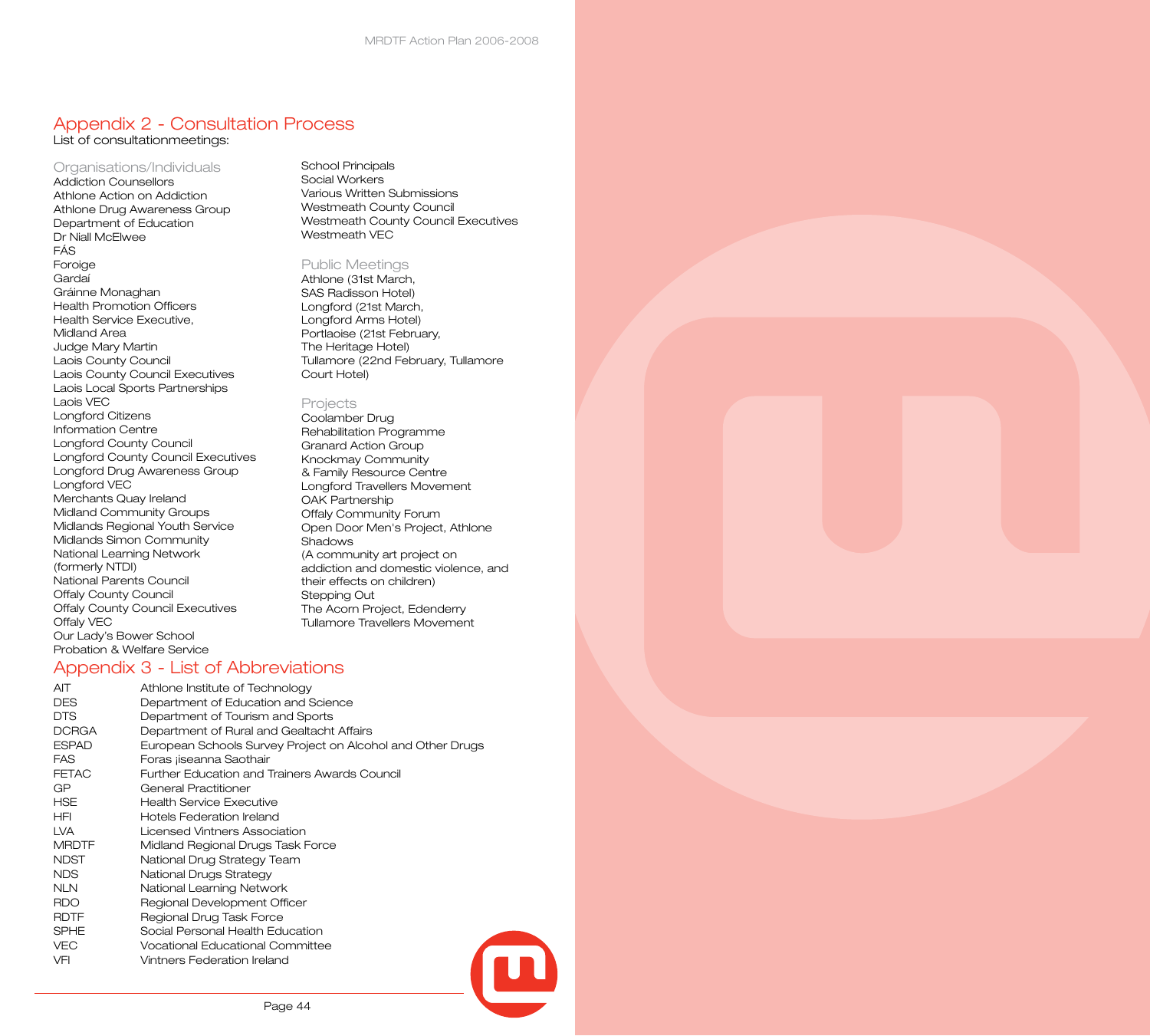## Appendix 2 - Consultation Process

List of consultationmeetings:

### Organisations/Individuals

Addiction Counsellors
Athlone Action on Addiction
Athlone Drug Awareness Group
Department of Education
Dr Niall McElwee
FÁS
Foroige
Gardaí
Gráinne Monaghan
Health Promotion Officers
Health Service Executive, Midland Area
Judge Mary Martin
Laois County Council
Laois County Council Executives
Laois Local Sports Partnerships
Laois VEC
Longford Citizens Information Centre
Longford County Council
Longford County Council Executives
Longford Drug Awareness Group
Longford VEC
Merchants Quay Ireland
Midland Community Groups
Midlands Regional Youth Service
Midlands Simon Community
National Learning Network (formerly NTDI)
National Parents Council
Offaly County Council
Offaly County Council Executives
Offaly VEC
Our Lady's Bower School
Probation & Welfare Service
School Principals
Social Workers
Various Written Submissions
Westmeath County Council
Westmeath County Council Executives
Westmeath VEC

### Public Meetings

Athlone (31st March, SAS Radisson Hotel)
Longford (21st March, Longford Arms Hotel)
Portlaoise (21st February, The Heritage Hotel)
Tullamore (22nd February, Tullamore Court Hotel)

### Projects

Coolamber Drug Rehabilitation Programme
Granard Action Group
Knockmay Community & Family Resource Centre
Longford Travellers Movement
OAK Partnership
Offaly Community Forum
Open Door Men's Project, Athlone
Shadows (A community art project on addiction and domestic violence, and their effects on children)
Stepping Out
The Acorn Project, Edenderry
Tullamore Travellers Movement

## Appendix 3 - List of Abbreviations

| | |
|---|---|
| AIT | Athlone Institute of Technology |
| DES | Department of Education and Science |
| DTS | Department of Tourism and Sports |
| DCRGA | Department of Rural and Gealtacht Affairs |
| ESPAD | European Schools Survey Project on Alcohol and Other Drugs |
| FAS | Foras ¡iseanna Saothair |
| FETAC | Further Education and Trainers Awards Council |
| GP | General Practitioner |
| HSE | Health Service Executive |
| HFI | Hotels Federation Ireland |
| LVA | Licensed Vintners Association |
| MRDTF | Midland Regional Drugs Task Force |
| NDST | National Drug Strategy Team |
| NDS | National Drugs Strategy |
| NLN | National Learning Network |
| RDO | Regional Development Officer |
| RDTF | Regional Drug Task Force |
| SPHE | Social Personal Health Education |
| VEC | Vocational Educational Committee |
| VFI | Vintners Federation Ireland |